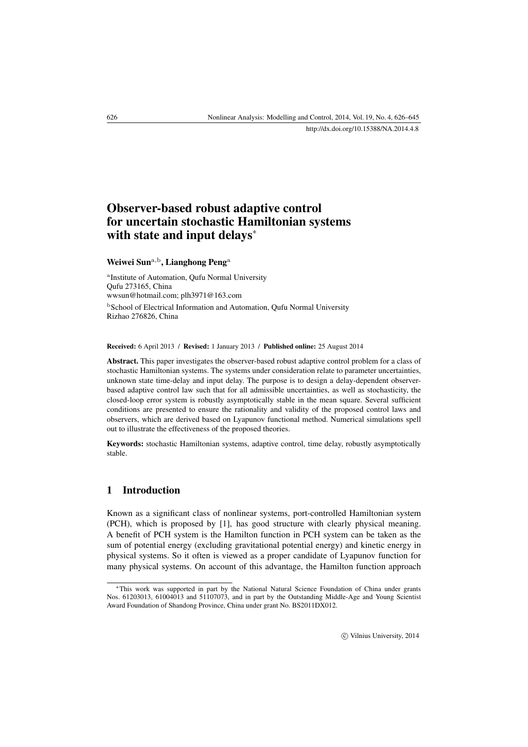# Observer-based robust adaptive control for uncertain stochastic Hamiltonian systems with state and input delays*

**Weiwei Sun**[a,b], **Lianghong Peng**[a]

[a]Institute of Automation, Qufu Normal University
Qufu 273165, China
wwsun@hotmail.com; plh3971@163.com

[b]School of Electrical Information and Automation, Qufu Normal University
Rizhao 276826, China

**Received:** 6 April 2013 / **Revised:** 1 January 2013 / **Published online:** 25 August 2014

**Abstract.** This paper investigates the observer-based robust adaptive control problem for a class of stochastic Hamiltonian systems. The systems under consideration relate to parameter uncertainties, unknown state time-delay and input delay. The purpose is to design a delay-dependent observer-based adaptive control law such that for all admissible uncertainties, as well as stochasticity, the closed-loop error system is robustly asymptotically stable in the mean square. Several sufficient conditions are presented to ensure the rationality and validity of the proposed control laws and observers, which are derived based on Lyapunov functional method. Numerical simulations spell out to illustrate the effectiveness of the proposed theories.

**Keywords:** stochastic Hamiltonian systems, adaptive control, time delay, robustly asymptotically stable.

## 1 Introduction

Known as a significant class of nonlinear systems, port-controlled Hamiltonian system (PCH), which is proposed by [1], has good structure with clearly physical meaning. A benefit of PCH system is the Hamilton function in PCH system can be taken as the sum of potential energy (excluding gravitational potential energy) and kinetic energy in physical systems. So it often is viewed as a proper candidate of Lyapunov function for many physical systems. On account of this advantage, the Hamilton function approach

*This work was supported in part by the National Natural Science Foundation of China under grants Nos. 61203013, 61004013 and 51107073, and in part by the Outstanding Middle-Age and Young Scientist Award Foundation of Shandong Province, China under grant No. BS2011DX012.

© Vilnius University, 2014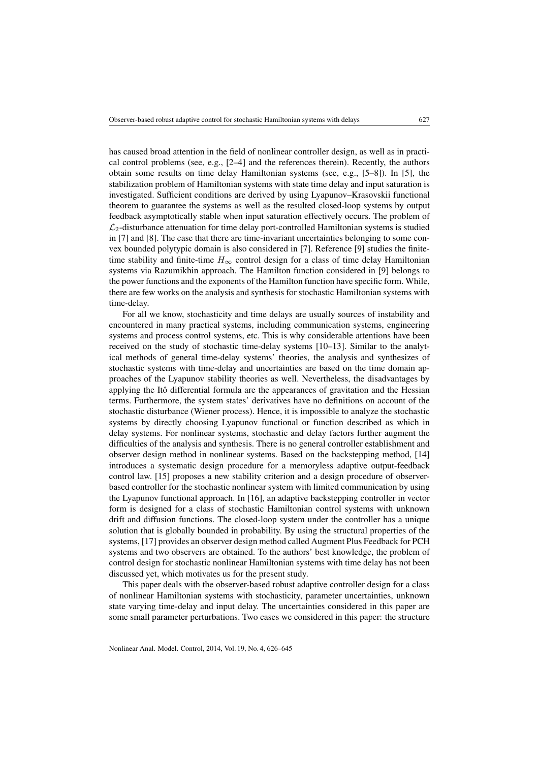has caused broad attention in the field of nonlinear controller design, as well as in practical control problems (see, e.g., [2–4] and the references therein). Recently, the authors obtain some results on time delay Hamiltonian systems (see, e.g., [5–8]). In [5], the stabilization problem of Hamiltonian systems with state time delay and input saturation is investigated. Sufficient conditions are derived by using Lyapunov–Krasovskii functional theorem to guarantee the systems as well as the resulted closed-loop systems by output feedback asymptotically stable when input saturation effectively occurs. The problem of $\mathcal{L}_2$-disturbance attenuation for time delay port-controlled Hamiltonian systems is studied in [7] and [8]. The case that there are time-invariant uncertainties belonging to some convex bounded polytypic domain is also considered in [7]. Reference [9] studies the finite-time stability and finite-time $H_\infty$ control design for a class of time delay Hamiltonian systems via Razumikhin approach. The Hamilton function considered in [9] belongs to the power functions and the exponents of the Hamilton function have specific form. While, there are few works on the analysis and synthesis for stochastic Hamiltonian systems with time-delay.

For all we know, stochasticity and time delays are usually sources of instability and encountered in many practical systems, including communication systems, engineering systems and process control systems, etc. This is why considerable attentions have been received on the study of stochastic time-delay systems [10–13]. Similar to the analytical methods of general time-delay systems' theories, the analysis and synthesizes of stochastic systems with time-delay and uncertainties are based on the time domain approaches of the Lyapunov stability theories as well. Nevertheless, the disadvantages by applying the Itô differential formula are the appearances of gravitation and the Hessian terms. Furthermore, the system states' derivatives have no definitions on account of the stochastic disturbance (Wiener process). Hence, it is impossible to analyze the stochastic systems by directly choosing Lyapunov functional or function described as which in delay systems. For nonlinear systems, stochastic and delay factors further augment the difficulties of the analysis and synthesis. There is no general controller establishment and observer design method in nonlinear systems. Based on the backstepping method, [14] introduces a systematic design procedure for a memoryless adaptive output-feedback control law. [15] proposes a new stability criterion and a design procedure of observer-based controller for the stochastic nonlinear system with limited communication by using the Lyapunov functional approach. In [16], an adaptive backstepping controller in vector form is designed for a class of stochastic Hamiltonian control systems with unknown drift and diffusion functions. The closed-loop system under the controller has a unique solution that is globally bounded in probability. By using the structural properties of the systems, [17] provides an observer design method called Augment Plus Feedback for PCH systems and two observers are obtained. To the authors' best knowledge, the problem of control design for stochastic nonlinear Hamiltonian systems with time delay has not been discussed yet, which motivates us for the present study.

This paper deals with the observer-based robust adaptive controller design for a class of nonlinear Hamiltonian systems with stochasticity, parameter uncertainties, unknown state varying time-delay and input delay. The uncertainties considered in this paper are some small parameter perturbations. Two cases we considered in this paper: the structure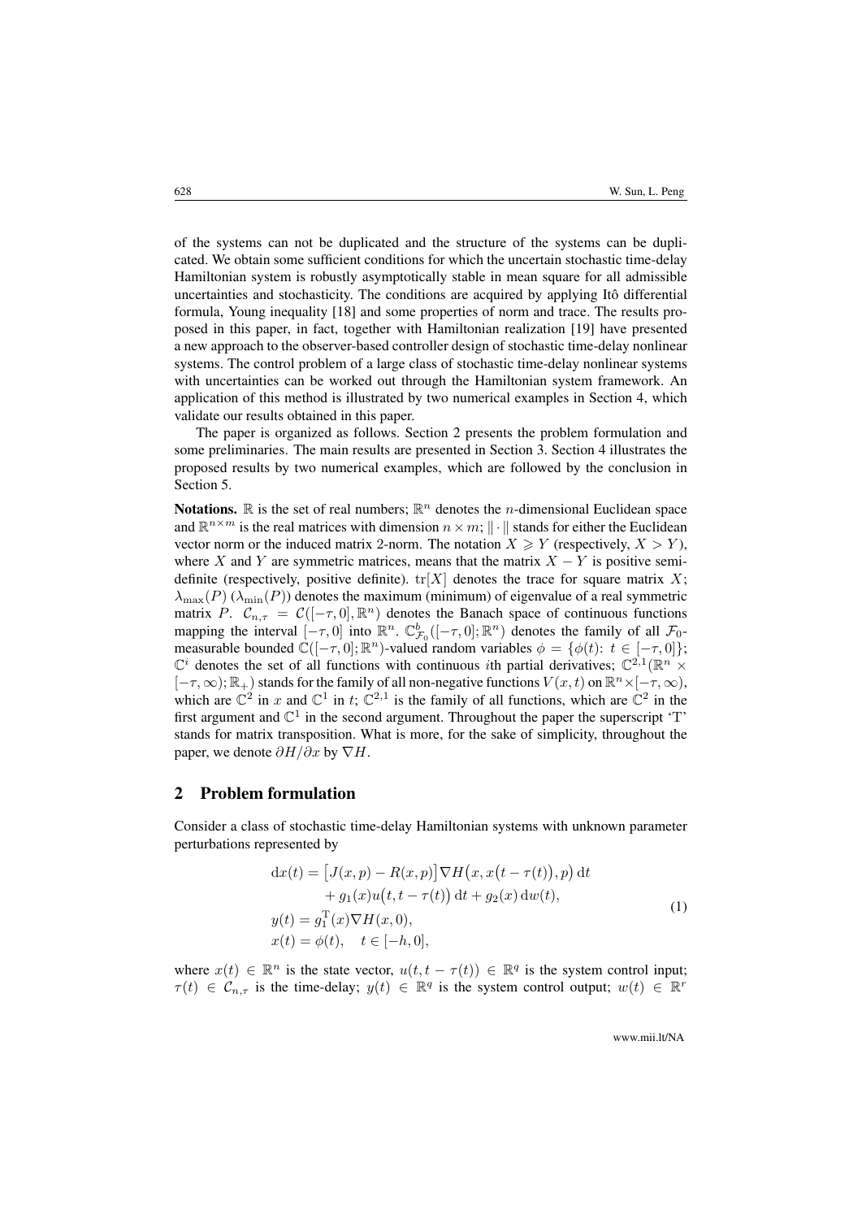of the systems can not be duplicated and the structure of the systems can be duplicated. We obtain some sufficient conditions for which the uncertain stochastic time-delay Hamiltonian system is robustly asymptotically stable in mean square for all admissible uncertainties and stochasticity. The conditions are acquired by applying Itô differential formula, Young inequality [18] and some properties of norm and trace. The results proposed in this paper, in fact, together with Hamiltonian realization [19] have presented a new approach to the observer-based controller design of stochastic time-delay nonlinear systems. The control problem of a large class of stochastic time-delay nonlinear systems with uncertainties can be worked out through the Hamiltonian system framework. An application of this method is illustrated by two numerical examples in Section 4, which validate our results obtained in this paper.

The paper is organized as follows. Section 2 presents the problem formulation and some preliminaries. The main results are presented in Section 3. Section 4 illustrates the proposed results by two numerical examples, which are followed by the conclusion in Section 5.

**Notations.** $\mathbb{R}$ is the set of real numbers; $\mathbb{R}^n$ denotes the $n$-dimensional Euclidean space and $\mathbb{R}^{n\times m}$ is the real matrices with dimension $n \times m$; $\|\cdot\|$ stands for either the Euclidean vector norm or the induced matrix 2-norm. The notation $X \geqslant Y$ (respectively, $X > Y$), where $X$ and $Y$ are symmetric matrices, means that the matrix $X - Y$ is positive semi-definite (respectively, positive definite). $\mathrm{tr}[X]$ denotes the trace for square matrix $X$; $\lambda_{\max}(P)$ ($\lambda_{\min}(P)$) denotes the maximum (minimum) of eigenvalue of a real symmetric matrix $P$. $\mathcal{C}_{n,\tau} = \mathcal{C}([-\tau, 0], \mathbb{R}^n)$ denotes the Banach space of continuous functions mapping the interval $[-\tau, 0]$ into $\mathbb{R}^n$. $\mathbb{C}^b_{\mathcal{F}_0}([-\tau, 0]; \mathbb{R}^n)$ denotes the family of all $\mathcal{F}_0$-measurable bounded $\mathbb{C}([-\tau, 0]; \mathbb{R}^n)$-valued random variables $\phi = \{\phi(t)\colon t \in [-\tau, 0]\}$; $\mathbb{C}^i$ denotes the set of all functions with continuous $i$th partial derivatives; $\mathbb{C}^{2,1}(\mathbb{R}^n \times [-\tau, \infty); \mathbb{R}_+)$ stands for the family of all non-negative functions $V(x, t)$ on $\mathbb{R}^n \times [-\tau, \infty)$, which are $\mathbb{C}^2$ in $x$ and $\mathbb{C}^1$ in $t$; $\mathbb{C}^{2,1}$ is the family of all functions, which are $\mathbb{C}^2$ in the first argument and $\mathbb{C}^1$ in the second argument. Throughout the paper the superscript 'T' stands for matrix transposition. What is more, for the sake of simplicity, throughout the paper, we denote $\partial H/\partial x$ by $\nabla H$.

## 2 Problem formulation

Consider a class of stochastic time-delay Hamiltonian systems with unknown parameter perturbations represented by

$$
\begin{aligned}
\mathrm{d}x(t) &= \bigl[J(x,p) - R(x,p)\bigr]\nabla H\bigl(x, x\bigl(t-\tau(t)\bigr), p\bigr)\,\mathrm{d}t \\
&\quad + g_1(x)u\bigl(t, t-\tau(t)\bigr)\,\mathrm{d}t + g_2(x)\,\mathrm{d}w(t), \\
y(t) &= g_1^{\mathrm{T}}(x)\nabla H(x, 0), \\
x(t) &= \phi(t), \quad t \in [-h, 0],
\end{aligned}
\tag{1}
$$

where $x(t) \in \mathbb{R}^n$ is the state vector, $u(t, t-\tau(t)) \in \mathbb{R}^q$ is the system control input; $\tau(t) \in \mathcal{C}_{n,\tau}$ is the time-delay; $y(t) \in \mathbb{R}^q$ is the system control output; $w(t) \in \mathbb{R}^r$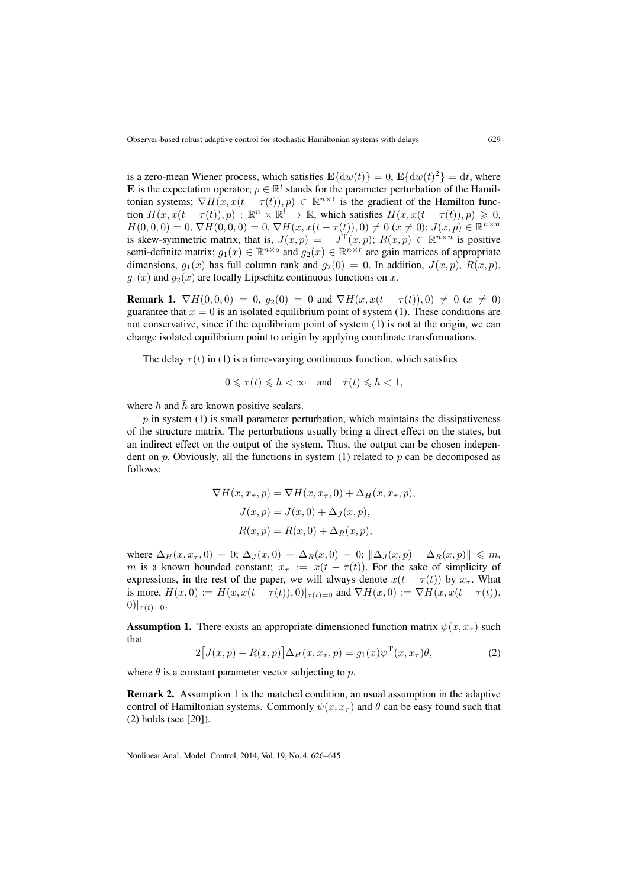is a zero-mean Wiener process, which satisfies $\mathbf{E}\{\mathrm{d}w(t)\} = 0$, $\mathbf{E}\{\mathrm{d}w(t)^2\} = \mathrm{d}t$, where $\mathbf{E}$ is the expectation operator; $p \in \mathbb{R}^l$ stands for the parameter perturbation of the Hamiltonian systems; $\nabla H(x, x(t-\tau(t)), p) \in \mathbb{R}^{n\times 1}$ is the gradient of the Hamilton function $H(x, x(t-\tau(t)), p) : \mathbb{R}^n \times \mathbb{R}^l \to \mathbb{R}$, which satisfies $H(x, x(t-\tau(t)), p) \geqslant 0$, $H(0,0,0) = 0$, $\nabla H(0,0,0) = 0$, $\nabla H(x, x(t-\tau(t)), 0) \neq 0$ $(x \neq 0)$; $J(x,p) \in \mathbb{R}^{n\times n}$ is skew-symmetric matrix, that is, $J(x,p) = -J^{\mathrm{T}}(x,p)$; $R(x,p) \in \mathbb{R}^{n\times n}$ is positive semi-definite matrix; $g_1(x) \in \mathbb{R}^{n\times q}$ and $g_2(x) \in \mathbb{R}^{n\times r}$ are gain matrices of appropriate dimensions, $g_1(x)$ has full column rank and $g_2(0) = 0$. In addition, $J(x,p)$, $R(x,p)$, $g_1(x)$ and $g_2(x)$ are locally Lipschitz continuous functions on $x$.

**Remark 1.** $\nabla H(0,0,0) = 0$, $g_2(0) = 0$ and $\nabla H(x, x(t-\tau(t)), 0) \neq 0$ $(x \neq 0)$ guarantee that $x = 0$ is an isolated equilibrium point of system (1). These conditions are not conservative, since if the equilibrium point of system (1) is not at the origin, we can change isolated equilibrium point to origin by applying coordinate transformations.

The delay $\tau(t)$ in (1) is a time-varying continuous function, which satisfies

$$0 \leqslant \tau(t) \leqslant h < \infty \quad \text{and} \quad \dot{\tau}(t) \leqslant \bar{h} < 1,$$

where $h$ and $\bar{h}$ are known positive scalars.

$p$ in system (1) is small parameter perturbation, which maintains the dissipativeness of the structure matrix. The perturbations usually bring a direct effect on the states, but an indirect effect on the output of the system. Thus, the output can be chosen independent on $p$. Obviously, all the functions in system (1) related to $p$ can be decomposed as follows:

$$\begin{aligned}
\nabla H(x, x_\tau, p) &= \nabla H(x, x_\tau, 0) + \Delta_H(x, x_\tau, p),\\
J(x,p) &= J(x,0) + \Delta_J(x,p),\\
R(x,p) &= R(x,0) + \Delta_R(x,p),
\end{aligned}$$

where $\Delta_H(x, x_\tau, 0) = 0$; $\Delta_J(x,0) = \Delta_R(x,0) = 0$; $\|\Delta_J(x,p) - \Delta_R(x,p)\| \leqslant m$, $m$ is a known bounded constant; $x_\tau := x(t-\tau(t))$. For the sake of simplicity of expressions, in the rest of the paper, we will always denote $x(t-\tau(t))$ by $x_\tau$. What is more, $H(x,0) := H(x, x(t-\tau(t)), 0)|_{\tau(t)=0}$ and $\nabla H(x,0) := \nabla H(x, x(t-\tau(t)), 0)|_{\tau(t)=0}$.

**Assumption 1.** There exists an appropriate dimensioned function matrix $\psi(x, x_\tau)$ such that

$$2\big[J(x,p) - R(x,p)\big]\Delta_H(x, x_\tau, p) = g_1(x)\psi^{\mathrm{T}}(x, x_\tau)\theta, \tag{2}$$

where $\theta$ is a constant parameter vector subjecting to $p$.

**Remark 2.** Assumption 1 is the matched condition, an usual assumption in the adaptive control of Hamiltonian systems. Commonly $\psi(x, x_\tau)$ and $\theta$ can be easy found such that (2) holds (see [20]).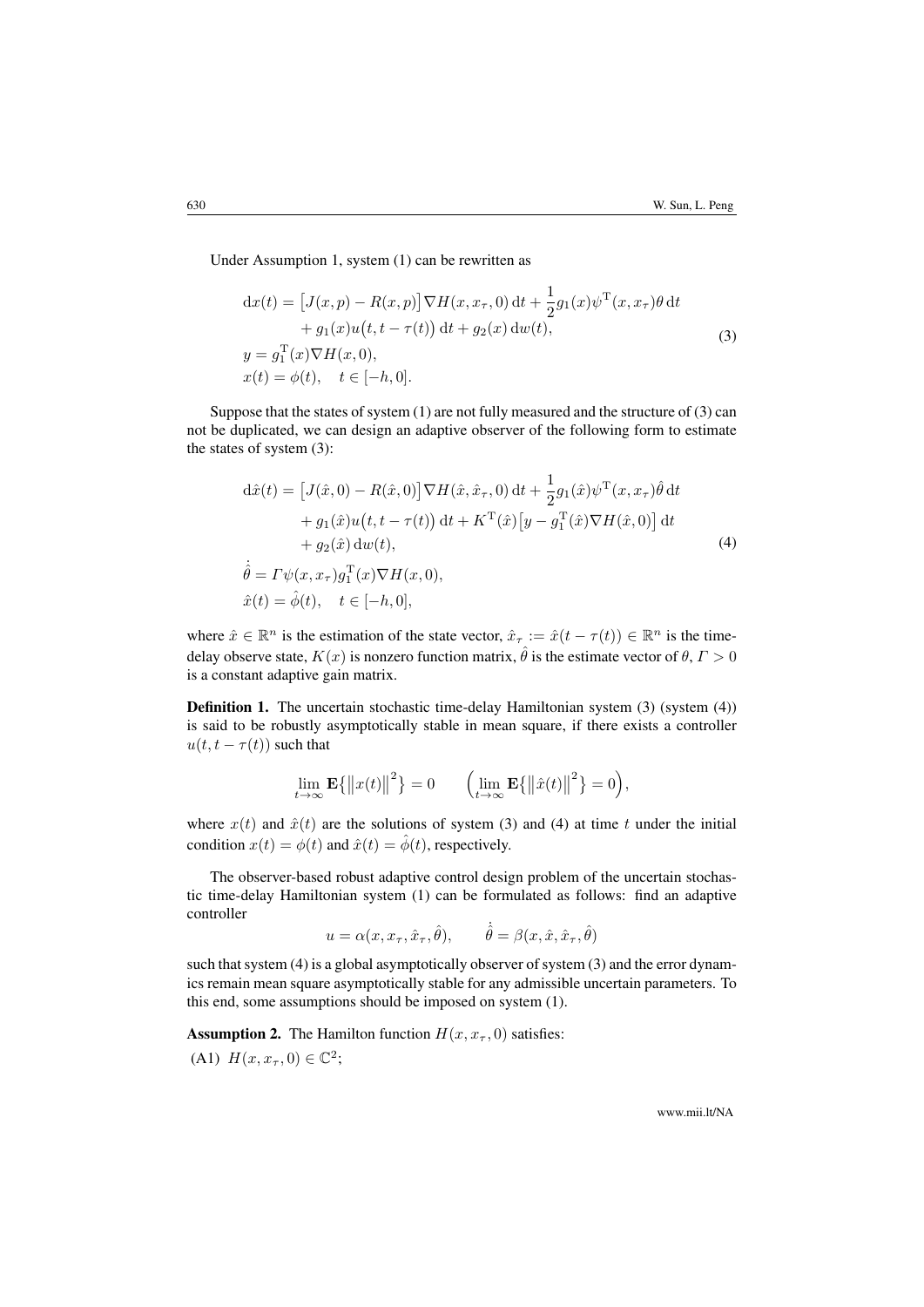Under Assumption 1, system (1) can be rewritten as

$$
\begin{aligned}
\mathrm{d}x(t) &= \big[J(x,p) - R(x,p)\big]\nabla H(x, x_\tau, 0)\,\mathrm{d}t + \frac{1}{2} g_1(x)\psi^{\mathrm{T}}(x, x_\tau)\theta\,\mathrm{d}t \\
&\quad + g_1(x)u\big(t, t-\tau(t)\big)\,\mathrm{d}t + g_2(x)\,\mathrm{d}w(t), \\
y &= g_1^{\mathrm{T}}(x)\nabla H(x, 0), \\
x(t) &= \phi(t), \quad t \in [-h, 0].
\end{aligned} \tag{3}
$$

Suppose that the states of system (1) are not fully measured and the structure of (3) can not be duplicated, we can design an adaptive observer of the following form to estimate the states of system (3):

$$
\begin{aligned}
\mathrm{d}\hat{x}(t) &= \big[J(\hat{x}, 0) - R(\hat{x}, 0)\big]\nabla H(\hat{x}, \hat{x}_\tau, 0)\,\mathrm{d}t + \frac{1}{2} g_1(\hat{x})\psi^{\mathrm{T}}(x, x_\tau)\hat{\theta}\,\mathrm{d}t \\
&\quad + g_1(\hat{x})u\big(t, t-\tau(t)\big)\,\mathrm{d}t + K^{\mathrm{T}}(\hat{x})\big[y - g_1^{\mathrm{T}}(\hat{x})\nabla H(\hat{x}, 0)\big]\,\mathrm{d}t \\
&\quad + g_2(\hat{x})\,\mathrm{d}w(t), \\
\dot{\hat{\theta}} &= \Gamma\psi(x, x_\tau)g_1^{\mathrm{T}}(x)\nabla H(x, 0), \\
\hat{x}(t) &= \hat{\phi}(t), \quad t \in [-h, 0],
\end{aligned} \tag{4}
$$

where $\hat{x} \in \mathbb{R}^n$ is the estimation of the state vector, $\hat{x}_\tau := \hat{x}(t - \tau(t)) \in \mathbb{R}^n$ is the time-delay observe state, $K(x)$ is nonzero function matrix, $\hat{\theta}$ is the estimate vector of $\theta$, $\Gamma > 0$ is a constant adaptive gain matrix.

**Definition 1.** The uncertain stochastic time-delay Hamiltonian system (3) (system (4)) is said to be robustly asymptotically stable in mean square, if there exists a controller $u(t, t - \tau(t))$ such that

$$
\lim_{t\to\infty} \mathbf{E}\big\{\big\|x(t)\big\|^2\big\} = 0 \qquad \Big(\lim_{t\to\infty} \mathbf{E}\big\{\big\|\hat{x}(t)\big\|^2\big\} = 0\Big),
$$

where $x(t)$ and $\hat{x}(t)$ are the solutions of system (3) and (4) at time $t$ under the initial condition $x(t) = \phi(t)$ and $\hat{x}(t) = \hat{\phi}(t)$, respectively.

The observer-based robust adaptive control design problem of the uncertain stochastic time-delay Hamiltonian system (1) can be formulated as follows: find an adaptive controller

$$
u = \alpha(x, x_\tau, \hat{x}_\tau, \hat{\theta}), \qquad \dot{\hat{\theta}} = \beta(x, \hat{x}, \hat{x}_\tau, \hat{\theta})
$$

such that system (4) is a global asymptotically observer of system (3) and the error dynamics remain mean square asymptotically stable for any admissible uncertain parameters. To this end, some assumptions should be imposed on system (1).

**Assumption 2.** The Hamilton function $H(x, x_\tau, 0)$ satisfies:

(A1) $H(x, x_\tau, 0) \in \mathbb{C}^2$;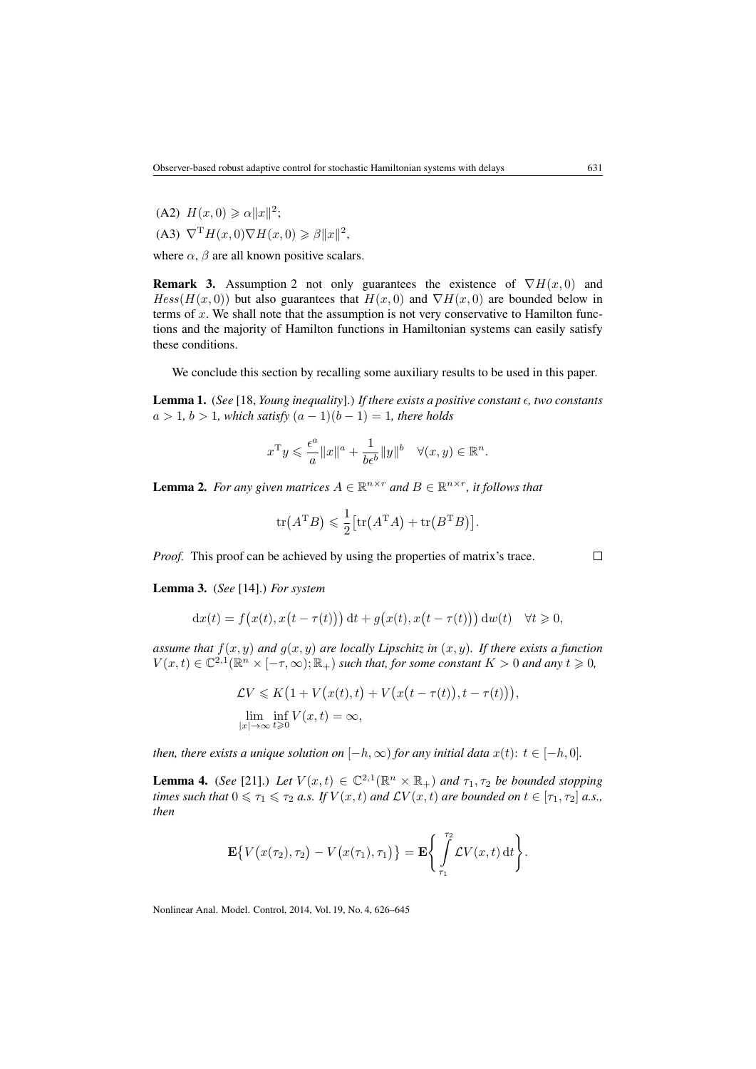(A2) $H(x,0) \geqslant \alpha \|x\|^2$;

(A3) $\nabla^{\mathrm{T}} H(x,0) \nabla H(x,0) \geqslant \beta \|x\|^2$,

where $\alpha$, $\beta$ are all known positive scalars.

**Remark 3.** Assumption 2 not only guarantees the existence of $\nabla H(x,0)$ and $Hess(H(x,0))$ but also guarantees that $H(x,0)$ and $\nabla H(x,0)$ are bounded below in terms of $x$. We shall note that the assumption is not very conservative to Hamilton functions and the majority of Hamilton functions in Hamiltonian systems can easily satisfy these conditions.

We conclude this section by recalling some auxiliary results to be used in this paper.

**Lemma 1.** (*See* [18, *Young inequality*].) *If there exists a positive constant $\epsilon$, two constants $a > 1$, $b > 1$, which satisfy $(a-1)(b-1) = 1$, there holds*

$$x^{\mathrm{T}} y \leqslant \frac{\epsilon^a}{a} \|x\|^a + \frac{1}{b\epsilon^b} \|y\|^b \quad \forall (x,y) \in \mathbb{R}^n.$$

**Lemma 2.** *For any given matrices $A \in \mathbb{R}^{n \times r}$ and $B \in \mathbb{R}^{n \times r}$, it follows that*

$$\operatorname{tr}\bigl(A^{\mathrm{T}} B\bigr) \leqslant \frac{1}{2}\bigl[\operatorname{tr}\bigl(A^{\mathrm{T}} A\bigr) + \operatorname{tr}\bigl(B^{\mathrm{T}} B\bigr)\bigr].$$

*Proof.* This proof can be achieved by using the properties of matrix's trace. □

**Lemma 3.** (*See* [14].) *For system*

$$\mathrm{d}x(t) = f\bigl(x(t), x\bigl(t-\tau(t)\bigr)\bigr)\,\mathrm{d}t + g\bigl(x(t), x\bigl(t-\tau(t)\bigr)\bigr)\,\mathrm{d}w(t) \quad \forall t \geqslant 0,$$

*assume that $f(x,y)$ and $g(x,y)$ are locally Lipschitz in $(x,y)$. If there exists a function $V(x,t) \in \mathbb{C}^{2,1}(\mathbb{R}^n \times [-\tau,\infty); \mathbb{R}_+)$ such that, for some constant $K > 0$ and any $t \geqslant 0$,*

$$\mathcal{L}V \leqslant K\bigl(1 + V\bigl(x(t),t\bigr) + V\bigl(x\bigl(t-\tau(t)\bigr), t-\tau(t)\bigr)\bigr),$$

$$\lim_{|x|\to\infty} \inf_{t \geqslant 0} V(x,t) = \infty,$$

*then, there exists a unique solution on $[-h,\infty)$ for any initial data $x(t)$: $t \in [-h,0]$.*

**Lemma 4.** (*See* [21].) *Let $V(x,t) \in \mathbb{C}^{2,1}(\mathbb{R}^n \times \mathbb{R}_+)$ and $\tau_1, \tau_2$ be bounded stopping times such that $0 \leqslant \tau_1 \leqslant \tau_2$ a.s. If $V(x,t)$ and $\mathcal{L}V(x,t)$ are bounded on $t \in [\tau_1, \tau_2]$ a.s., then*

$$\mathbf{E}\bigl\{V\bigl(x(\tau_2),\tau_2\bigr) - V\bigl(x(\tau_1),\tau_1\bigr)\bigr\} = \mathbf{E}\left\{\int_{\tau_1}^{\tau_2} \mathcal{L}V(x,t)\,\mathrm{d}t\right\}.$$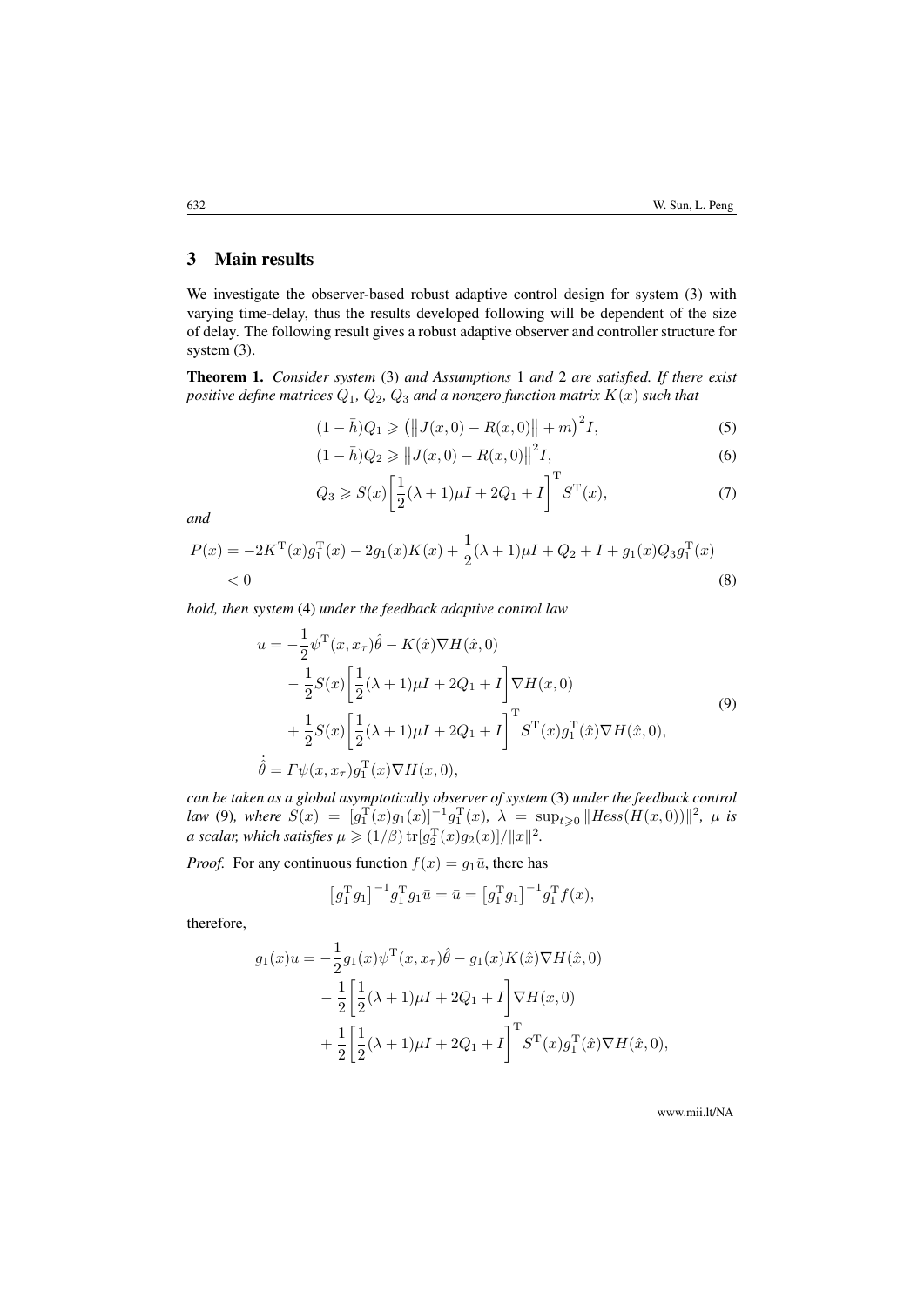## 3 Main results

We investigate the observer-based robust adaptive control design for system (3) with varying time-delay, thus the results developed following will be dependent of the size of delay. The following result gives a robust adaptive observer and controller structure for system (3).

**Theorem 1.** *Consider system* (3) *and Assumptions* 1 *and* 2 *are satisfied. If there exist positive define matrices $Q_1$, $Q_2$, $Q_3$ and a nonzero function matrix $K(x)$ such that*

$$(1-\bar{h})Q_1 \geqslant \left(\left\|J(x,0)-R(x,0)\right\|+m\right)^2 I, \tag{5}$$

$$(1-\bar{h})Q_2 \geqslant \left\|J(x,0)-R(x,0)\right\|^2 I, \tag{6}$$

$$Q_3 \geqslant S(x)\left[\frac{1}{2}(\lambda+1)\mu I+2Q_1+I\right]^{\mathrm{T}} S^{\mathrm{T}}(x), \tag{7}$$

*and*

$$P(x) = -2K^{\mathrm{T}}(x)g_1^{\mathrm{T}}(x) - 2g_1(x)K(x) + \frac{1}{2}(\lambda+1)\mu I + Q_2 + I + g_1(x)Q_3 g_1^{\mathrm{T}}(x) < 0 \tag{8}$$

*hold, then system* (4) *under the feedback adaptive control law*

$$\begin{aligned}
u &= -\frac{1}{2}\psi^{\mathrm{T}}(x,x_\tau)\hat{\theta} - K(\hat{x})\nabla H(\hat{x},0) \\
&\quad - \frac{1}{2}S(x)\left[\frac{1}{2}(\lambda+1)\mu I+2Q_1+I\right]\nabla H(x,0) \\
&\quad + \frac{1}{2}S(x)\left[\frac{1}{2}(\lambda+1)\mu I+2Q_1+I\right]^{\mathrm{T}} S^{\mathrm{T}}(x)g_1^{\mathrm{T}}(\hat{x})\nabla H(\hat{x},0), \\
\dot{\hat{\theta}} &= \Gamma\psi(x,x_\tau)g_1^{\mathrm{T}}(x)\nabla H(x,0),
\end{aligned} \tag{9}$$

*can be taken as a global asymptotically observer of system* (3) *under the feedback control law* (9)*, where $S(x) = [g_1^{\mathrm{T}}(x)g_1(x)]^{-1}g_1^{\mathrm{T}}(x)$, $\lambda = \sup_{t\geqslant 0}\|Hess(H(x,0))\|^2$, $\mu$ is a scalar, which satisfies $\mu \geqslant (1/\beta)\operatorname{tr}[g_2^{\mathrm{T}}(x)g_2(x)]/\|x\|^2$.*

*Proof.* For any continuous function $f(x) = g_1\bar{u}$, there has

$$\left[g_1^{\mathrm{T}}g_1\right]^{-1}g_1^{\mathrm{T}}g_1\bar{u} = \bar{u} = \left[g_1^{\mathrm{T}}g_1\right]^{-1}g_1^{\mathrm{T}}f(x),$$

therefore,

$$\begin{aligned}
g_1(x)u &= -\frac{1}{2}g_1(x)\psi^{\mathrm{T}}(x,x_\tau)\hat{\theta} - g_1(x)K(\hat{x})\nabla H(\hat{x},0) \\
&\quad - \frac{1}{2}\left[\frac{1}{2}(\lambda+1)\mu I+2Q_1+I\right]\nabla H(x,0) \\
&\quad + \frac{1}{2}\left[\frac{1}{2}(\lambda+1)\mu I+2Q_1+I\right]^{\mathrm{T}} S^{\mathrm{T}}(x)g_1^{\mathrm{T}}(\hat{x})\nabla H(\hat{x},0),
\end{aligned}$$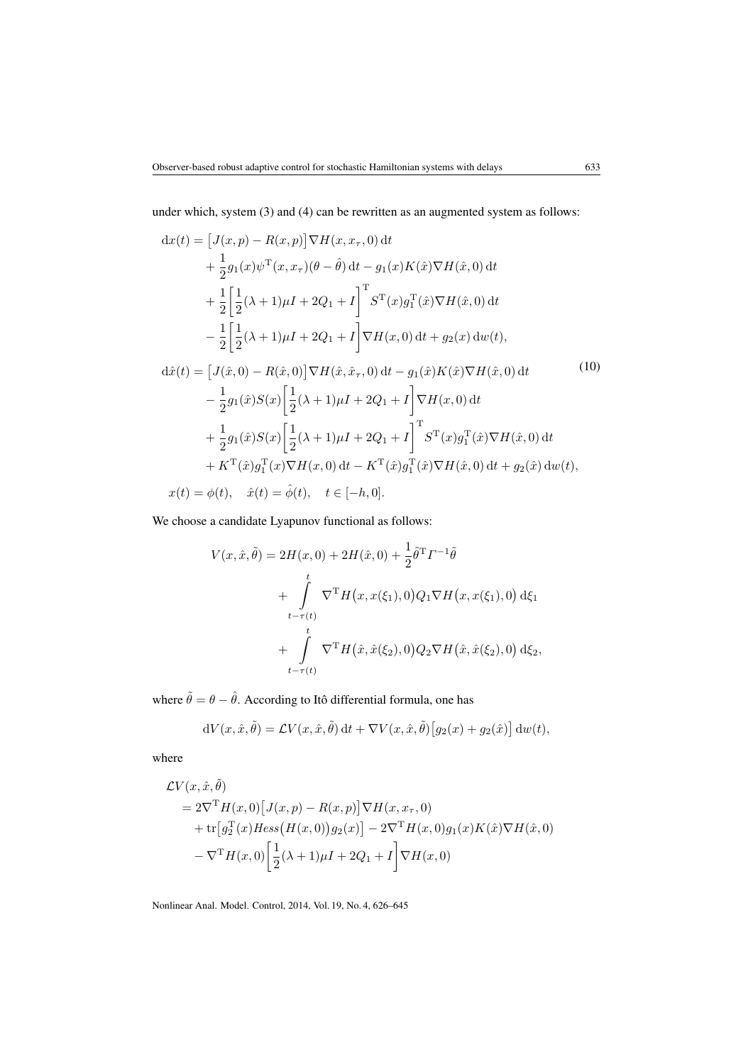under which, system (3) and (4) can be rewritten as an augmented system as follows:

$$
\begin{aligned}
\mathrm{d}x(t) &= \big[J(x,p) - R(x,p)\big]\nabla H(x, x_\tau, 0)\,\mathrm{d}t \\
&\quad + \frac{1}{2} g_1(x)\psi^{\mathrm{T}}(x, x_\tau)(\theta - \hat{\theta})\,\mathrm{d}t - g_1(x)K(\hat{x})\nabla H(\hat{x}, 0)\,\mathrm{d}t \\
&\quad + \frac{1}{2}\bigg[\frac{1}{2}(\lambda+1)\mu I + 2Q_1 + I\bigg]^{\mathrm{T}} S^{\mathrm{T}}(x) g_1^{\mathrm{T}}(\hat{x})\nabla H(\hat{x}, 0)\,\mathrm{d}t \\
&\quad - \frac{1}{2}\bigg[\frac{1}{2}(\lambda+1)\mu I + 2Q_1 + I\bigg]\nabla H(x, 0)\,\mathrm{d}t + g_2(x)\,\mathrm{d}w(t), \\
\mathrm{d}\hat{x}(t) &= \big[J(\hat{x}, 0) - R(\hat{x}, 0)\big]\nabla H(\hat{x}, \hat{x}_\tau, 0)\,\mathrm{d}t - g_1(\hat{x})K(\hat{x})\nabla H(\hat{x}, 0)\,\mathrm{d}t \\
&\quad - \frac{1}{2} g_1(\hat{x})S(x)\bigg[\frac{1}{2}(\lambda+1)\mu I + 2Q_1 + I\bigg]\nabla H(x, 0)\,\mathrm{d}t \\
&\quad + \frac{1}{2} g_1(\hat{x})S(x)\bigg[\frac{1}{2}(\lambda+1)\mu I + 2Q_1 + I\bigg]^{\mathrm{T}} S^{\mathrm{T}}(x) g_1^{\mathrm{T}}(\hat{x})\nabla H(\hat{x}, 0)\,\mathrm{d}t \\
&\quad + K^{\mathrm{T}}(\hat{x}) g_1^{\mathrm{T}}(x)\nabla H(x, 0)\,\mathrm{d}t - K^{\mathrm{T}}(\hat{x}) g_1^{\mathrm{T}}(\hat{x})\nabla H(\hat{x}, 0)\,\mathrm{d}t + g_2(\hat{x})\,\mathrm{d}w(t), \\
x(t) &= \phi(t), \quad \hat{x}(t) = \hat{\phi}(t), \quad t \in [-h, 0].
\end{aligned}
\tag{10}
$$

We choose a candidate Lyapunov functional as follows:

$$
\begin{aligned}
V(x, \hat{x}, \tilde{\theta}) &= 2H(x, 0) + 2H(\hat{x}, 0) + \frac{1}{2}\tilde{\theta}^{\mathrm{T}}\Gamma^{-1}\tilde{\theta} \\
&\quad + \int\limits_{t-\tau(t)}^{t} \nabla^{\mathrm{T}} H\big(x, x(\xi_1), 0\big) Q_1 \nabla H\big(x, x(\xi_1), 0\big)\,\mathrm{d}\xi_1 \\
&\quad + \int\limits_{t-\tau(t)}^{t} \nabla^{\mathrm{T}} H\big(\hat{x}, \hat{x}(\xi_2), 0\big) Q_2 \nabla H\big(\hat{x}, \hat{x}(\xi_2), 0\big)\,\mathrm{d}\xi_2,
\end{aligned}
$$

where $\tilde{\theta} = \theta - \hat{\theta}$. According to Itô differential formula, one has

$$
\mathrm{d}V(x, \hat{x}, \tilde{\theta}) = \mathcal{L}V(x, \hat{x}, \tilde{\theta})\,\mathrm{d}t + \nabla V(x, \hat{x}, \tilde{\theta})\big[g_2(x) + g_2(\hat{x})\big]\,\mathrm{d}w(t),
$$

where

$$
\begin{aligned}
&\mathcal{L}V(x, \hat{x}, \tilde{\theta}) \\
&\quad = 2\nabla^{\mathrm{T}} H(x, 0)\big[J(x,p) - R(x,p)\big]\nabla H(x, x_\tau, 0) \\
&\qquad + \operatorname{tr}\big[g_2^{\mathrm{T}}(x) Hess\big(H(x, 0)\big) g_2(x)\big] - 2\nabla^{\mathrm{T}} H(x, 0) g_1(x) K(\hat{x})\nabla H(\hat{x}, 0) \\
&\qquad - \nabla^{\mathrm{T}} H(x, 0)\bigg[\frac{1}{2}(\lambda+1)\mu I + 2Q_1 + I\bigg]\nabla H(x, 0)
\end{aligned}
$$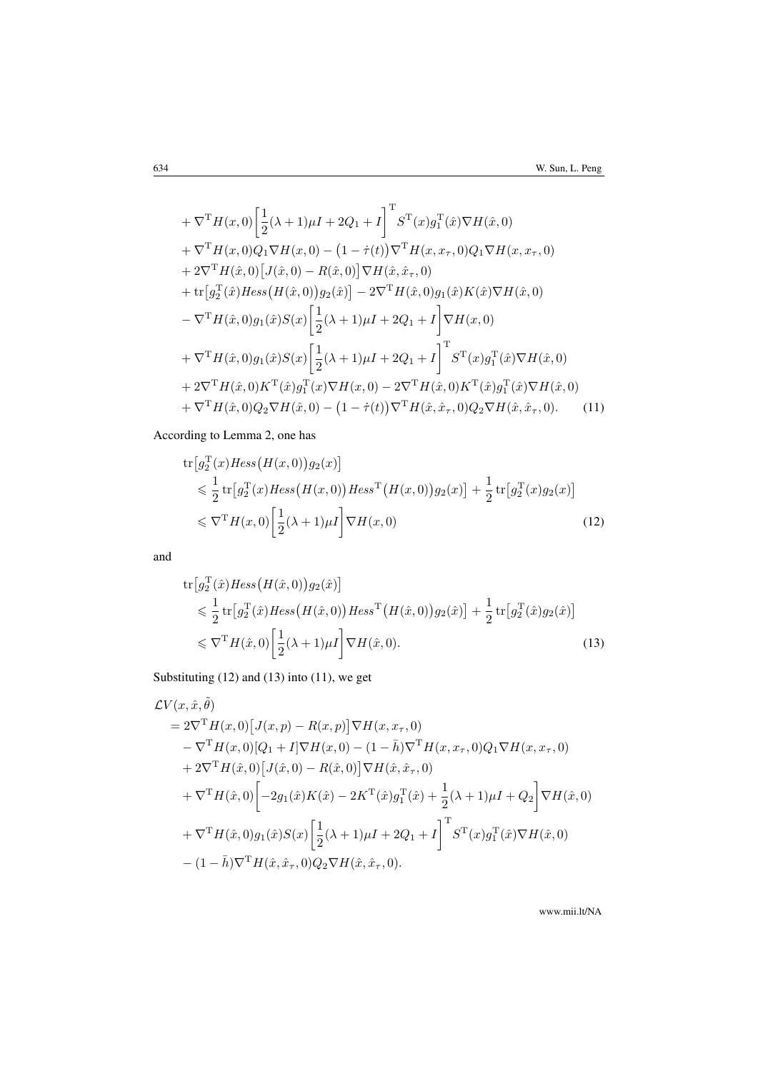$$
\begin{aligned}
&+ \nabla^{\mathrm{T}} H(x,0)\left[\frac{1}{2}(\lambda+1)\mu I + 2Q_1 + I\right]^{\mathrm{T}} S^{\mathrm{T}}(x) g_1^{\mathrm{T}}(\hat{x}) \nabla H(\hat{x},0) \\
&+ \nabla^{\mathrm{T}} H(x,0) Q_1 \nabla H(x,0) - \big(1-\dot{\tau}(t)\big) \nabla^{\mathrm{T}} H(x,x_\tau,0) Q_1 \nabla H(x,x_\tau,0) \\
&+ 2\nabla^{\mathrm{T}} H(\hat{x},0)\big[J(\hat{x},0) - R(\hat{x},0)\big] \nabla H(\hat{x},\hat{x}_\tau,0) \\
&+ \operatorname{tr}\big[g_2^{\mathrm{T}}(\hat{x}) Hess\big(H(\hat{x},0)\big) g_2(\hat{x})\big] - 2\nabla^{\mathrm{T}} H(\hat{x},0) g_1(\hat{x}) K(\hat{x}) \nabla H(\hat{x},0) \\
&- \nabla^{\mathrm{T}} H(\hat{x},0) g_1(\hat{x}) S(x)\left[\frac{1}{2}(\lambda+1)\mu I + 2Q_1 + I\right] \nabla H(x,0) \\
&+ \nabla^{\mathrm{T}} H(\hat{x},0) g_1(\hat{x}) S(x)\left[\frac{1}{2}(\lambda+1)\mu I + 2Q_1 + I\right]^{\mathrm{T}} S^{\mathrm{T}}(x) g_1^{\mathrm{T}}(\hat{x}) \nabla H(\hat{x},0) \\
&+ 2\nabla^{\mathrm{T}} H(\hat{x},0) K^{\mathrm{T}}(\hat{x}) g_1^{\mathrm{T}}(x) \nabla H(x,0) - 2\nabla^{\mathrm{T}} H(\hat{x},0) K^{\mathrm{T}}(\hat{x}) g_1^{\mathrm{T}}(\hat{x}) \nabla H(\hat{x},0) \\
&+ \nabla^{\mathrm{T}} H(\hat{x},0) Q_2 \nabla H(\hat{x},0) - \big(1-\dot{\tau}(t)\big) \nabla^{\mathrm{T}} H(\hat{x},\hat{x}_\tau,0) Q_2 \nabla H(\hat{x},\hat{x}_\tau,0). \qquad (11)
\end{aligned}
$$

According to Lemma 2, one has

$$
\begin{aligned}
&\operatorname{tr}\big[g_2^{\mathrm{T}}(x) Hess\big(H(x,0)\big) g_2(x)\big] \\
&\quad \leqslant \frac{1}{2}\operatorname{tr}\big[g_2^{\mathrm{T}}(x) Hess\big(H(x,0)\big) Hess^{\mathrm{T}}\big(H(x,0)\big) g_2(x)\big] + \frac{1}{2}\operatorname{tr}\big[g_2^{\mathrm{T}}(x) g_2(x)\big] \\
&\quad \leqslant \nabla^{\mathrm{T}} H(x,0)\left[\frac{1}{2}(\lambda+1)\mu I\right] \nabla H(x,0) \qquad (12)
\end{aligned}
$$

and

$$
\begin{aligned}
&\operatorname{tr}\big[g_2^{\mathrm{T}}(\hat{x}) Hess\big(H(\hat{x},0)\big) g_2(\hat{x})\big] \\
&\quad \leqslant \frac{1}{2}\operatorname{tr}\big[g_2^{\mathrm{T}}(\hat{x}) Hess\big(H(\hat{x},0)\big) Hess^{\mathrm{T}}\big(H(\hat{x},0)\big) g_2(\hat{x})\big] + \frac{1}{2}\operatorname{tr}\big[g_2^{\mathrm{T}}(\hat{x}) g_2(\hat{x})\big] \\
&\quad \leqslant \nabla^{\mathrm{T}} H(\hat{x},0)\left[\frac{1}{2}(\lambda+1)\mu I\right] \nabla H(\hat{x},0). \qquad (13)
\end{aligned}
$$

Substituting (12) and (13) into (11), we get

$$
\begin{aligned}
&\mathcal{L}V(x,\hat{x},\tilde{\theta}) \\
&= 2\nabla^{\mathrm{T}} H(x,0)\big[J(x,p) - R(x,p)\big] \nabla H(x,x_\tau,0) \\
&\quad - \nabla^{\mathrm{T}} H(x,0)[Q_1 + I] \nabla H(x,0) - (1-\bar{h}) \nabla^{\mathrm{T}} H(x,x_\tau,0) Q_1 \nabla H(x,x_\tau,0) \\
&\quad + 2\nabla^{\mathrm{T}} H(\hat{x},0)\big[J(\hat{x},0) - R(\hat{x},0)\big] \nabla H(\hat{x},\hat{x}_\tau,0) \\
&\quad + \nabla^{\mathrm{T}} H(\hat{x},0)\left[-2g_1(\hat{x})K(\hat{x}) - 2K^{\mathrm{T}}(\hat{x}) g_1^{\mathrm{T}}(\hat{x}) + \frac{1}{2}(\lambda+1)\mu I + Q_2\right] \nabla H(\hat{x},0) \\
&\quad + \nabla^{\mathrm{T}} H(\hat{x},0) g_1(\hat{x}) S(x)\left[\frac{1}{2}(\lambda+1)\mu I + 2Q_1 + I\right]^{\mathrm{T}} S^{\mathrm{T}}(x) g_1^{\mathrm{T}}(\hat{x}) \nabla H(\hat{x},0) \\
&\quad - (1-\bar{h}) \nabla^{\mathrm{T}} H(\hat{x},\hat{x}_\tau,0) Q_2 \nabla H(\hat{x},\hat{x}_\tau,0).
\end{aligned}
$$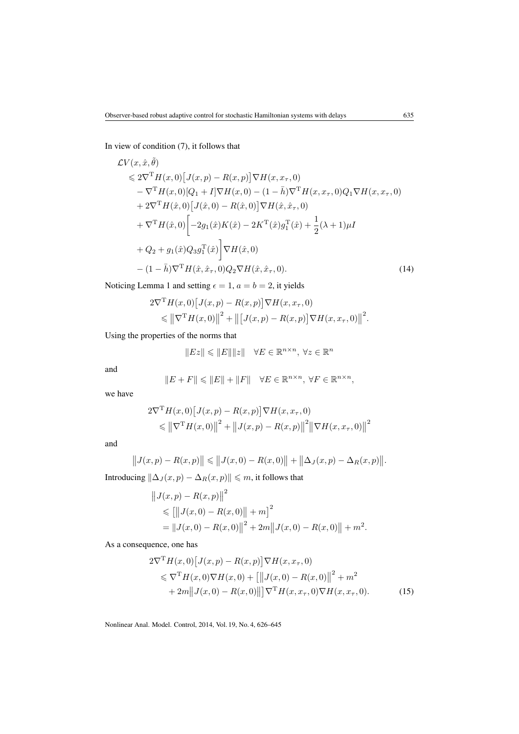In view of condition (7), it follows that

$$
\begin{aligned}
&\mathcal{L}V(x,\hat{x},\tilde{\theta}) \\
&\quad \leqslant 2\nabla^{\mathrm{T}} H(x,0)\big[J(x,p)-R(x,p)\big]\nabla H(x,x_\tau,0) \\
&\qquad - \nabla^{\mathrm{T}} H(x,0)[Q_1+I]\nabla H(x,0) - (1-\bar{h})\nabla^{\mathrm{T}} H(x,x_\tau,0)Q_1\nabla H(x,x_\tau,0) \\
&\qquad + 2\nabla^{\mathrm{T}} H(\hat{x},0)\big[J(\hat{x},0)-R(\hat{x},0)\big]\nabla H(\hat{x},\hat{x}_\tau,0) \\
&\qquad + \nabla^{\mathrm{T}} H(\hat{x},0)\bigg[-2g_1(\hat{x})K(\hat{x}) - 2K^{\mathrm{T}}(\hat{x})g_1^{\mathrm{T}}(\hat{x}) + \frac{1}{2}(\lambda+1)\mu I \\
&\qquad + Q_2 + g_1(\hat{x})Q_3 g_1^{\mathrm{T}}(\hat{x})\bigg]\nabla H(\hat{x},0) \\
&\qquad - (1-\bar{h})\nabla^{\mathrm{T}} H(\hat{x},\hat{x}_\tau,0)Q_2\nabla H(\hat{x},\hat{x}_\tau,0).
\end{aligned} \tag{14}
$$

Noticing Lemma 1 and setting $\epsilon = 1$, $a = b = 2$, it yields

$$
\begin{aligned}
&2\nabla^{\mathrm{T}} H(x,0)\big[J(x,p)-R(x,p)\big]\nabla H(x,x_\tau,0) \\
&\quad \leqslant \big\|\nabla^{\mathrm{T}} H(x,0)\big\|^2 + \big\|\big[J(x,p)-R(x,p)\big]\nabla H(x,x_\tau,0)\big\|^2.
\end{aligned}
$$

Using the properties of the norms that

$$
\|Ez\| \leqslant \|E\|\|z\| \quad \forall E \in \mathbb{R}^{n\times n},\ \forall z \in \mathbb{R}^n
$$

and

$$
\|E+F\| \leqslant \|E\| + \|F\| \quad \forall E \in \mathbb{R}^{n\times n},\ \forall F \in \mathbb{R}^{n\times n},
$$

we have

$$
\begin{aligned}
&2\nabla^{\mathrm{T}} H(x,0)\big[J(x,p)-R(x,p)\big]\nabla H(x,x_\tau,0) \\
&\quad \leqslant \big\|\nabla^{\mathrm{T}} H(x,0)\big\|^2 + \big\|J(x,p)-R(x,p)\big\|^2\big\|\nabla H(x,x_\tau,0)\big\|^2
\end{aligned}
$$

and

$$
\big\|J(x,p)-R(x,p)\big\| \leqslant \big\|J(x,0)-R(x,0)\big\| + \big\|\Delta_J(x,p)-\Delta_R(x,p)\big\|.
$$

Introducing $\|\Delta_J(x,p)-\Delta_R(x,p)\| \leqslant m$, it follows that

$$
\begin{aligned}
&\big\|J(x,p)-R(x,p)\big\|^2 \\
&\quad \leqslant \big[\big\|J(x,0)-R(x,0)\big\| + m\big]^2 \\
&\quad = \big\|J(x,0)-R(x,0)\big\|^2 + 2m\big\|J(x,0)-R(x,0)\big\| + m^2.
\end{aligned}
$$

As a consequence, one has

$$
\begin{aligned}
&2\nabla^{\mathrm{T}} H(x,0)\big[J(x,p)-R(x,p)\big]\nabla H(x,x_\tau,0) \\
&\quad \leqslant \nabla^{\mathrm{T}} H(x,0)\nabla H(x,0) + \big[\big\|J(x,0)-R(x,0)\big\|^2 + m^2 \\
&\qquad + 2m\big\|J(x,0)-R(x,0)\big\|\big]\nabla^{\mathrm{T}} H(x,x_\tau,0)\nabla H(x,x_\tau,0).
\end{aligned} \tag{15}
$$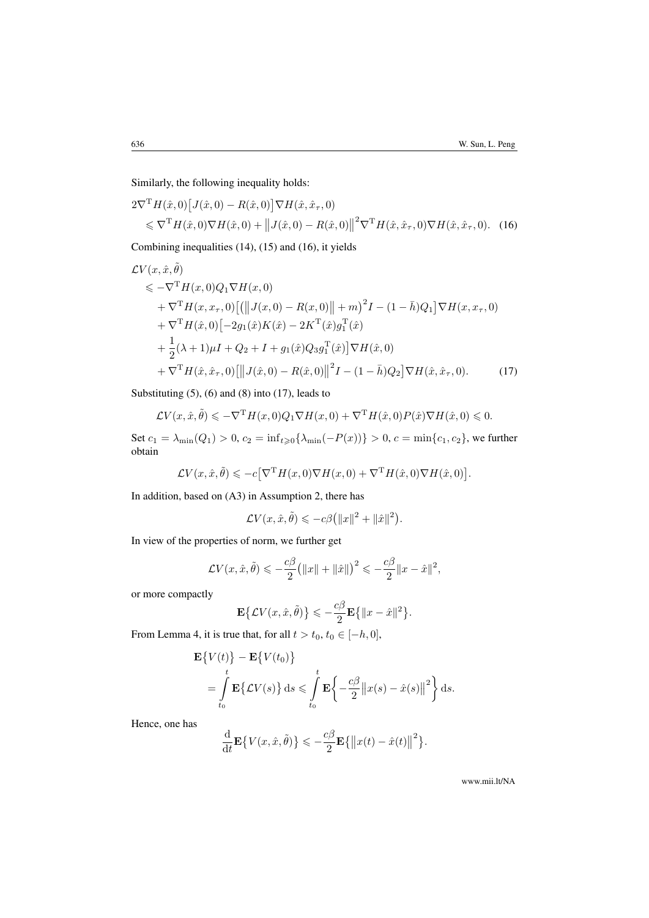Similarly, the following inequality holds:

$$
\begin{aligned}
&2\nabla^{\mathrm{T}} H(\hat{x},0)\big[J(\hat{x},0)-R(\hat{x},0)\big]\nabla H(\hat{x},\hat{x}_\tau,0)\\
&\quad\leqslant \nabla^{\mathrm{T}} H(\hat{x},0)\nabla H(\hat{x},0)+\big\|J(\hat{x},0)-R(\hat{x},0)\big\|^2\nabla^{\mathrm{T}} H(\hat{x},\hat{x}_\tau,0)\nabla H(\hat{x},\hat{x}_\tau,0). \quad (16)
\end{aligned}
$$

Combining inequalities (14), (15) and (16), it yields

$$
\begin{aligned}
&\mathcal{L}V(x,\hat{x},\tilde{\theta})\\
&\quad\leqslant -\nabla^{\mathrm{T}} H(x,0)Q_1\nabla H(x,0)\\
&\qquad+\nabla^{\mathrm{T}} H(x,x_\tau,0)\big[\big(\big\|J(x,0)-R(x,0)\big\|+m\big)^2 I-(1-\bar{h})Q_1\big]\nabla H(x,x_\tau,0)\\
&\qquad+\nabla^{\mathrm{T}} H(\hat{x},0)\big[-2g_1(\hat{x})K(\hat{x})-2K^{\mathrm{T}}(\hat{x})g_1^{\mathrm{T}}(\hat{x})\\
&\qquad+\frac{1}{2}(\lambda+1)\mu I+Q_2+I+g_1(\hat{x})Q_3 g_1^{\mathrm{T}}(\hat{x})\big]\nabla H(\hat{x},0)\\
&\qquad+\nabla^{\mathrm{T}} H(\hat{x},\hat{x}_\tau,0)\big[\big\|J(\hat{x},0)-R(\hat{x},0)\big\|^2 I-(1-\bar{h})Q_2\big]\nabla H(\hat{x},\hat{x}_\tau,0). \qquad (17)
\end{aligned}
$$

Substituting (5), (6) and (8) into (17), leads to

$$
\mathcal{L}V(x,\hat{x},\tilde{\theta})\leqslant -\nabla^{\mathrm{T}} H(x,0)Q_1\nabla H(x,0)+\nabla^{\mathrm{T}} H(\hat{x},0)P(\hat{x})\nabla H(\hat{x},0)\leqslant 0.
$$

Set $c_1=\lambda_{\min}(Q_1)>0$, $c_2=\inf_{t\geqslant 0}\{\lambda_{\min}(-P(x))\}>0$, $c=\min\{c_1,c_2\}$, we further obtain

$$
\mathcal{L}V(x,\hat{x},\tilde{\theta})\leqslant -c\big[\nabla^{\mathrm{T}} H(x,0)\nabla H(x,0)+\nabla^{\mathrm{T}} H(\hat{x},0)\nabla H(\hat{x},0)\big].
$$

In addition, based on (A3) in Assumption 2, there has

$$
\mathcal{L}V(x,\hat{x},\tilde{\theta})\leqslant -c\beta\big(\|x\|^2+\|\hat{x}\|^2\big).
$$

In view of the properties of norm, we further get

$$
\mathcal{L}V(x,\hat{x},\tilde{\theta})\leqslant -\frac{c\beta}{2}\big(\|x\|+\|\hat{x}\|\big)^2\leqslant -\frac{c\beta}{2}\|x-\hat{x}\|^2,
$$

or more compactly

$$
\mathbf{E}\big\{\mathcal{L}V(x,\hat{x},\tilde{\theta})\big\}\leqslant -\frac{c\beta}{2}\mathbf{E}\big\{\|x-\hat{x}\|^2\big\}.
$$

From Lemma 4, it is true that, for all $t>t_0$, $t_0\in[-h,0]$,

$$
\begin{aligned}
&\mathbf{E}\big\{V(t)\big\}-\mathbf{E}\big\{V(t_0)\big\}\\
&\quad=\int_{t_0}^{t}\mathbf{E}\big\{\mathcal{L}V(s)\big\}\,\mathrm{d}s\leqslant\int_{t_0}^{t}\mathbf{E}\bigg\{-\frac{c\beta}{2}\big\|x(s)-\hat{x}(s)\big\|^2\bigg\}\,\mathrm{d}s.
\end{aligned}
$$

Hence, one has

$$
\frac{\mathrm{d}}{\mathrm{d}t}\mathbf{E}\big\{V(x,\hat{x},\tilde{\theta})\big\}\leqslant -\frac{c\beta}{2}\mathbf{E}\big\{\big\|x(t)-\hat{x}(t)\big\|^2\big\}.
$$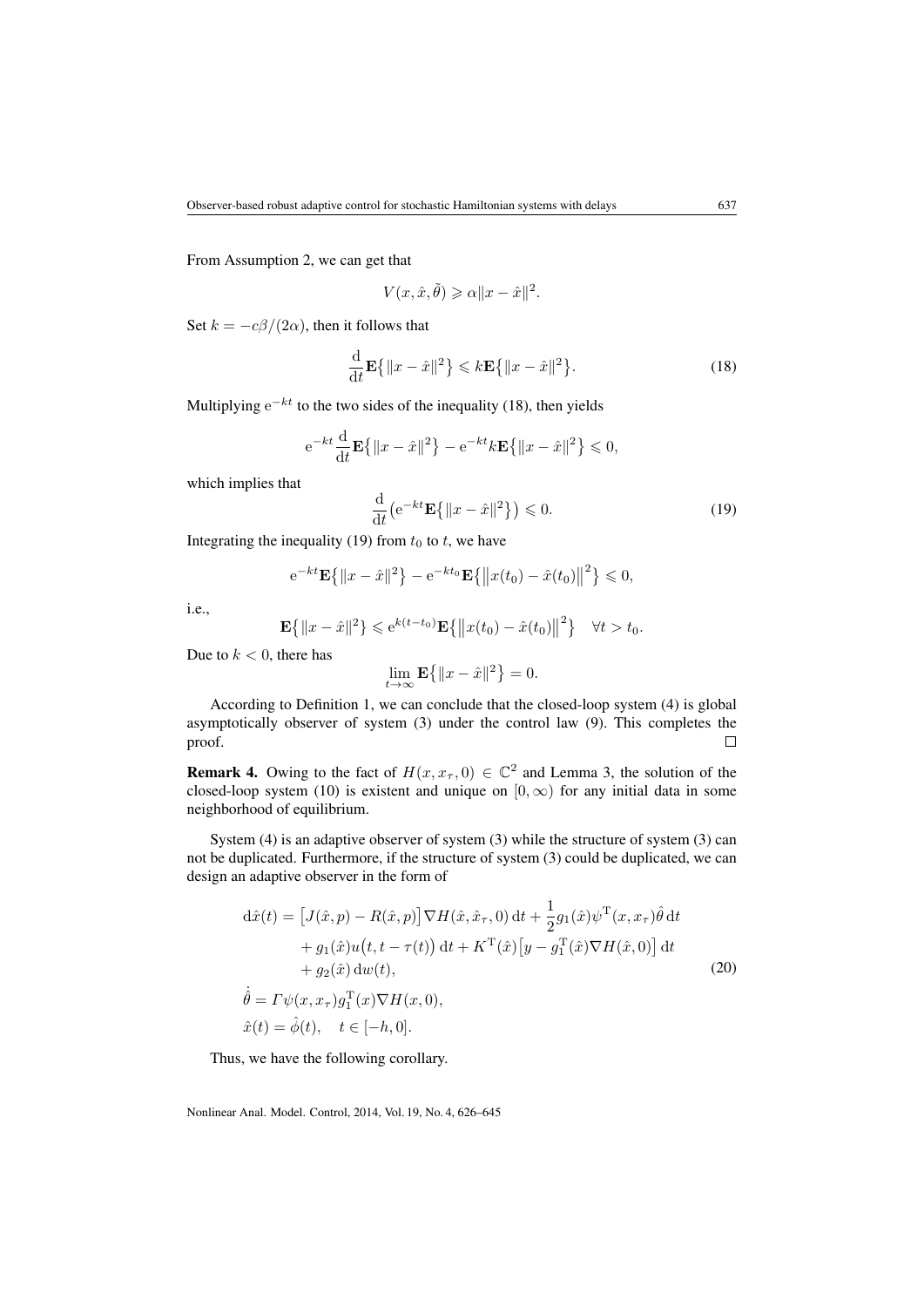From Assumption 2, we can get that

$$V(x, \hat{x}, \tilde{\theta}) \geqslant \alpha \|x - \hat{x}\|^2.$$

Set $k = -c\beta/(2\alpha)$, then it follows that

$$\frac{\mathrm{d}}{\mathrm{d}t}\mathbf{E}\big\{\|x - \hat{x}\|^2\big\} \leqslant k\mathbf{E}\big\{\|x - \hat{x}\|^2\big\}. \tag{18}$$

Multiplying $\mathrm{e}^{-kt}$ to the two sides of the inequality (18), then yields

$$\mathrm{e}^{-kt}\frac{\mathrm{d}}{\mathrm{d}t}\mathbf{E}\big\{\|x - \hat{x}\|^2\big\} - \mathrm{e}^{-kt}k\mathbf{E}\big\{\|x - \hat{x}\|^2\big\} \leqslant 0,$$

which implies that

$$\frac{\mathrm{d}}{\mathrm{d}t}\big(\mathrm{e}^{-kt}\mathbf{E}\big\{\|x - \hat{x}\|^2\big\}\big) \leqslant 0. \tag{19}$$

Integrating the inequality (19) from $t_0$ to $t$, we have

$$\mathrm{e}^{-kt}\mathbf{E}\big\{\|x - \hat{x}\|^2\big\} - \mathrm{e}^{-kt_0}\mathbf{E}\big\{\big\|x(t_0) - \hat{x}(t_0)\big\|^2\big\} \leqslant 0,$$

i.e.,

$$\mathbf{E}\big\{\|x - \hat{x}\|^2\big\} \leqslant \mathrm{e}^{k(t-t_0)}\mathbf{E}\big\{\big\|x(t_0) - \hat{x}(t_0)\big\|^2\big\} \quad \forall t > t_0.$$

Due to $k < 0$, there has

$$\lim_{t\to\infty}\mathbf{E}\big\{\|x - \hat{x}\|^2\big\} = 0.$$

According to Definition 1, we can conclude that the closed-loop system (4) is global asymptotically observer of system (3) under the control law (9). This completes the proof. $\square$

**Remark 4.** Owing to the fact of $H(x, x_\tau, 0) \in \mathbb{C}^2$ and Lemma 3, the solution of the closed-loop system (10) is existent and unique on $[0, \infty)$ for any initial data in some neighborhood of equilibrium.

System (4) is an adaptive observer of system (3) while the structure of system (3) can not be duplicated. Furthermore, if the structure of system (3) could be duplicated, we can design an adaptive observer in the form of

$$\begin{aligned}
\mathrm{d}\hat{x}(t) &= \big[J(\hat{x}, p) - R(\hat{x}, p)\big]\nabla H(\hat{x}, \hat{x}_\tau, 0)\,\mathrm{d}t + \frac{1}{2}g_1(\hat{x})\psi^{\mathrm{T}}(x, x_\tau)\hat{\theta}\,\mathrm{d}t \\
&\quad + g_1(\hat{x})u\big(t, t - \tau(t)\big)\,\mathrm{d}t + K^{\mathrm{T}}(\hat{x})\big[y - g_1^{\mathrm{T}}(\hat{x})\nabla H(\hat{x}, 0)\big]\,\mathrm{d}t \\
&\quad + g_2(\hat{x})\,\mathrm{d}w(t), \\
\dot{\hat{\theta}} &= \Gamma\psi(x, x_\tau)g_1^{\mathrm{T}}(x)\nabla H(x, 0), \\
\hat{x}(t) &= \hat{\phi}(t), \quad t \in [-h, 0].
\end{aligned} \tag{20}$$

Thus, we have the following corollary.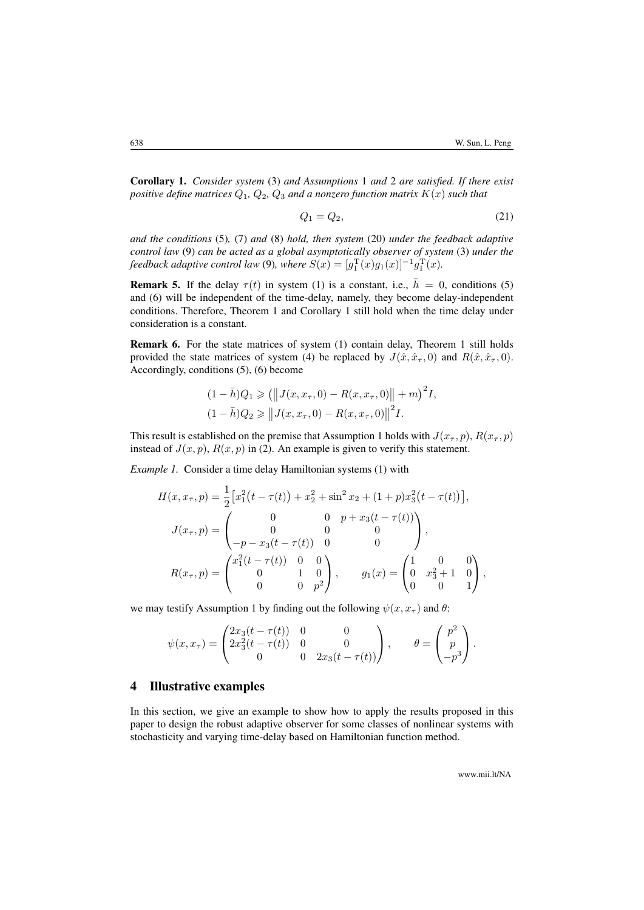**Corollary 1.** *Consider system* (3) *and Assumptions* 1 *and* 2 *are satisfied. If there exist positive define matrices* $Q_1$*,* $Q_2$*,* $Q_3$ *and a nonzero function matrix* $K(x)$ *such that*

$$Q_1 = Q_2, \tag{21}$$

*and the conditions* (5)*,* (7) *and* (8) *hold, then system* (20) *under the feedback adaptive control law* (9) *can be acted as a global asymptotically observer of system* (3) *under the feedback adaptive control law* (9)*, where* $S(x) = [g_1^{\mathrm{T}}(x)g_1(x)]^{-1}g_1^{\mathrm{T}}(x)$*.*

**Remark 5.** If the delay $\tau(t)$ in system (1) is a constant, i.e., $\bar{h} = 0$, conditions (5) and (6) will be independent of the time-delay, namely, they become delay-independent conditions. Therefore, Theorem 1 and Corollary 1 still hold when the time delay under consideration is a constant.

**Remark 6.** For the state matrices of system (1) contain delay, Theorem 1 still holds provided the state matrices of system (4) be replaced by $J(\hat{x}, \hat{x}_\tau, 0)$ and $R(\hat{x}, \hat{x}_\tau, 0)$. Accordingly, conditions (5), (6) become

$$(1-\bar{h})Q_1 \geqslant \big(\big\|J(x, x_\tau, 0) - R(x, x_\tau, 0)\big\| + m\big)^2 I,$$
$$(1-\bar{h})Q_2 \geqslant \big\|J(x, x_\tau, 0) - R(x, x_\tau, 0)\big\|^2 I.$$

This result is established on the premise that Assumption 1 holds with $J(x_\tau, p)$, $R(x_\tau, p)$ instead of $J(x, p)$, $R(x, p)$ in (2). An example is given to verify this statement.

*Example 1.* Consider a time delay Hamiltonian systems (1) with

$$H(x, x_\tau, p) = \frac{1}{2}\big[x_1^2\big(t-\tau(t)\big) + x_2^2 + \sin^2 x_2 + (1+p)x_3^2\big(t-\tau(t)\big)\big],$$

$$J(x_\tau, p) = \begin{pmatrix} 0 & 0 & p + x_3(t-\tau(t)) \\ 0 & 0 & 0 \\ -p - x_3(t-\tau(t)) & 0 & 0 \end{pmatrix},$$

$$R(x_\tau, p) = \begin{pmatrix} x_1^2(t-\tau(t)) & 0 & 0 \\ 0 & 1 & 0 \\ 0 & 0 & p^2 \end{pmatrix}, \qquad g_1(x) = \begin{pmatrix} 1 & 0 & 0 \\ 0 & x_3^2+1 & 0 \\ 0 & 0 & 1 \end{pmatrix},$$

we may testify Assumption 1 by finding out the following $\psi(x, x_\tau)$ and $\theta$:

$$\psi(x, x_\tau) = \begin{pmatrix} 2x_3(t-\tau(t)) & 0 & 0 \\ 2x_3^2(t-\tau(t)) & 0 & 0 \\ 0 & 0 & 2x_3(t-\tau(t)) \end{pmatrix}, \qquad \theta = \begin{pmatrix} p^2 \\ p \\ -p^3 \end{pmatrix}.$$

## 4 Illustrative examples

In this section, we give an example to show how to apply the results proposed in this paper to design the robust adaptive observer for some classes of nonlinear systems with stochasticity and varying time-delay based on Hamiltonian function method.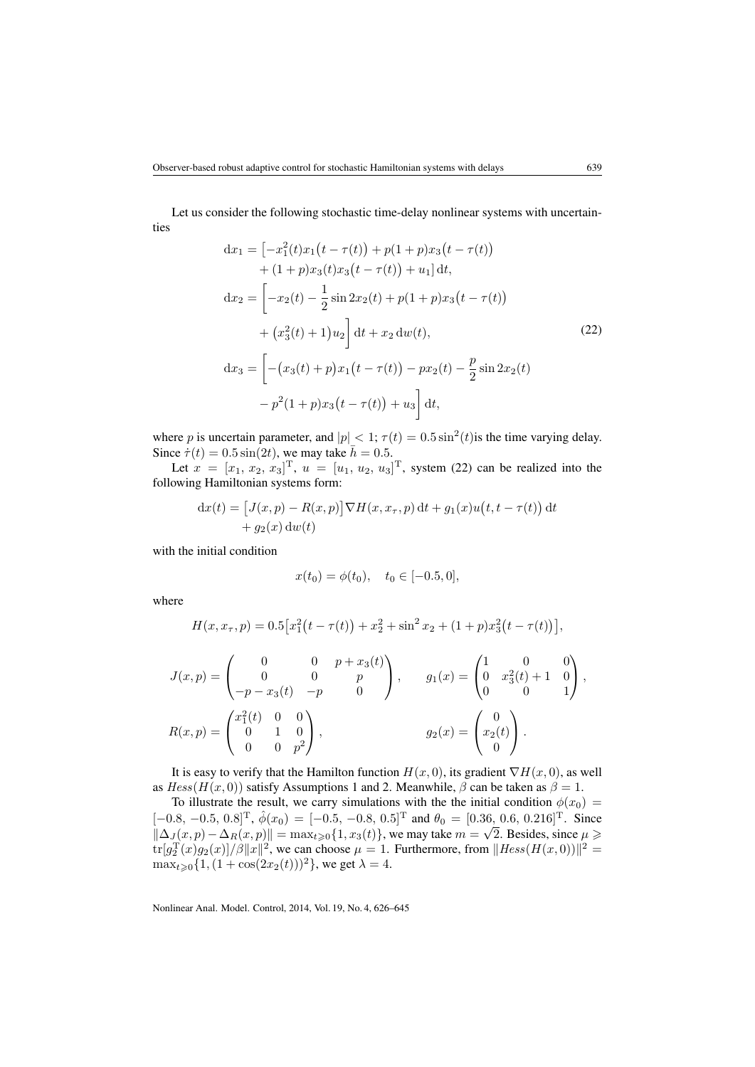Let us consider the following stochastic time-delay nonlinear systems with uncertainties

$$
\begin{aligned}
\mathrm{d}x_1 &= \big[-x_1^2(t)x_1\big(t-\tau(t)\big) + p(1+p)x_3\big(t-\tau(t)\big) \\
&\quad + (1+p)x_3(t)x_3\big(t-\tau(t)\big) + u_1\big]\,\mathrm{d}t, \\
\mathrm{d}x_2 &= \bigg[-x_2(t) - \frac{1}{2}\sin 2x_2(t) + p(1+p)x_3\big(t-\tau(t)\big) \\
&\quad + \big(x_3^2(t)+1\big)u_2\bigg]\,\mathrm{d}t + x_2\,\mathrm{d}w(t), \\
\mathrm{d}x_3 &= \bigg[-\big(x_3(t)+p\big)x_1\big(t-\tau(t)\big) - px_2(t) - \frac{p}{2}\sin 2x_2(t) \\
&\quad - p^2(1+p)x_3\big(t-\tau(t)\big) + u_3\bigg]\,\mathrm{d}t,
\end{aligned}
\tag{22}
$$

where $p$ is uncertain parameter, and $|p| < 1$; $\tau(t) = 0.5\sin^2(t)$is the time varying delay. Since $\dot{\tau}(t) = 0.5\sin(2t)$, we may take $\bar{h} = 0.5$.

Let $x = [x_1,\, x_2,\, x_3]^{\mathrm{T}}$, $u = [u_1,\, u_2,\, u_3]^{\mathrm{T}}$, system (22) can be realized into the following Hamiltonian systems form:

$$
\begin{aligned}
\mathrm{d}x(t) &= \big[J(x,p) - R(x,p)\big]\nabla H(x, x_\tau, p)\,\mathrm{d}t + g_1(x)u\big(t, t-\tau(t)\big)\,\mathrm{d}t \\
&\quad + g_2(x)\,\mathrm{d}w(t)
\end{aligned}
$$

with the initial condition

$$
x(t_0) = \phi(t_0), \quad t_0 \in [-0.5, 0],
$$

where

$$
H(x, x_\tau, p) = 0.5\big[x_1^2\big(t-\tau(t)\big) + x_2^2 + \sin^2 x_2 + (1+p)x_3^2\big(t-\tau(t)\big)\big],
$$

$$
J(x,p) = \begin{pmatrix} 0 & 0 & p + x_3(t) \\ 0 & 0 & p \\ -p - x_3(t) & -p & 0 \end{pmatrix}, \qquad g_1(x) = \begin{pmatrix} 1 & 0 & 0 \\ 0 & x_3^2(t)+1 & 0 \\ 0 & 0 & 1 \end{pmatrix},
$$

$$
R(x,p) = \begin{pmatrix} x_1^2(t) & 0 & 0 \\ 0 & 1 & 0 \\ 0 & 0 & p^2 \end{pmatrix}, \qquad g_2(x) = \begin{pmatrix} 0 \\ x_2(t) \\ 0 \end{pmatrix}.
$$

It is easy to verify that the Hamilton function $H(x,0)$, its gradient $\nabla H(x,0)$, as well as $Hess(H(x,0))$ satisfy Assumptions 1 and 2. Meanwhile, $\beta$ can be taken as $\beta = 1$.

To illustrate the result, we carry simulations with the the initial condition $\phi(x_0) = [-0.8,\, -0.5,\, 0.8]^{\mathrm{T}}$, $\hat{\phi}(x_0) = [-0.5,\, -0.8,\, 0.5]^{\mathrm{T}}$ and $\theta_0 = [0.36,\, 0.6,\, 0.216]^{\mathrm{T}}$. Since $\|\Delta_J(x,p) - \Delta_R(x,p)\| = \max_{t\geqslant 0}\{1, x_3(t)\}$, we may take $m = \sqrt{2}$. Besides, since $\mu \geqslant \mathrm{tr}[g_2^{\mathrm{T}}(x)g_2(x)]/\beta\|x\|^2$, we can choose $\mu = 1$. Furthermore, from $\|Hess(H(x,0))\|^2 = \max_{t\geqslant 0}\{1, (1+\cos(2x_2(t)))^2\}$, we get $\lambda = 4$.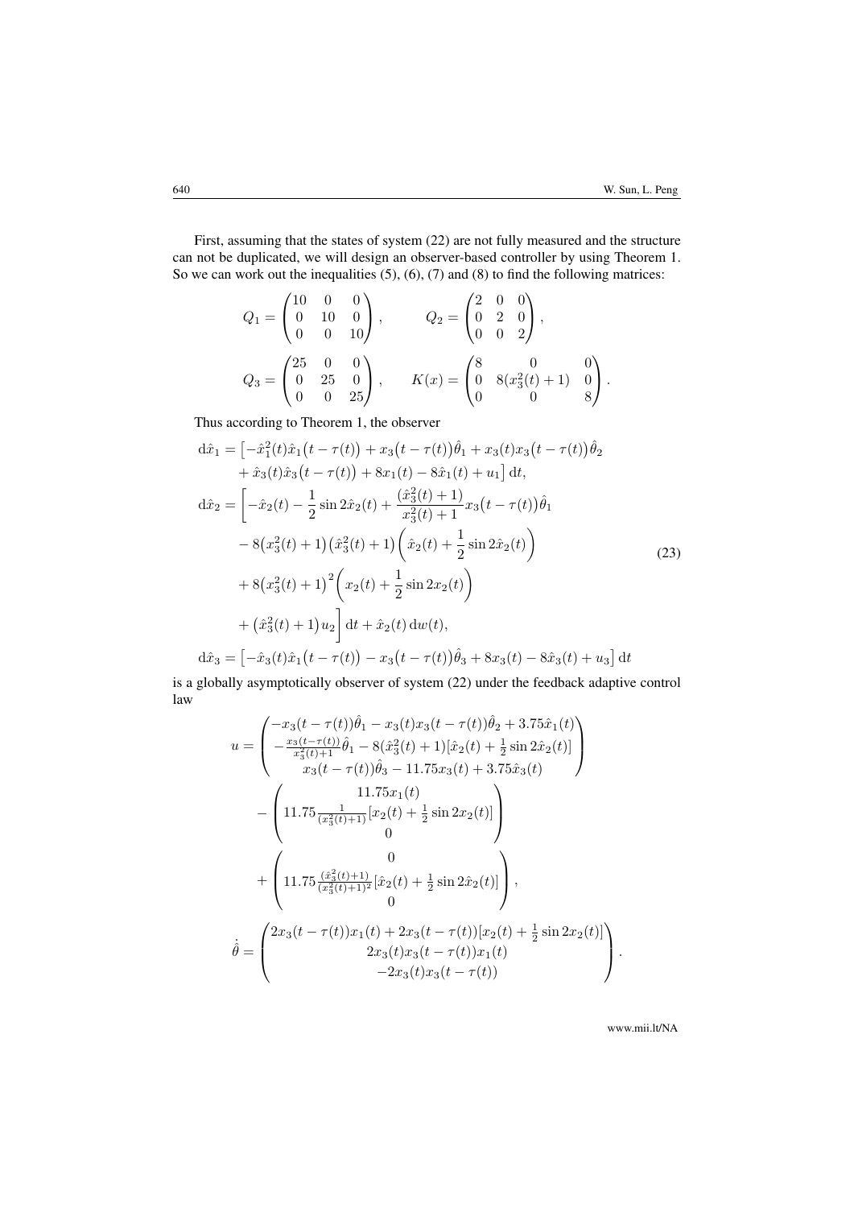First, assuming that the states of system (22) are not fully measured and the structure can not be duplicated, we will design an observer-based controller by using Theorem 1. So we can work out the inequalities (5), (6), (7) and (8) to find the following matrices:

$$
Q_1 = \begin{pmatrix} 10 & 0 & 0 \\ 0 & 10 & 0 \\ 0 & 0 & 10 \end{pmatrix}, \qquad Q_2 = \begin{pmatrix} 2 & 0 & 0 \\ 0 & 2 & 0 \\ 0 & 0 & 2 \end{pmatrix},
$$

$$
Q_3 = \begin{pmatrix} 25 & 0 & 0 \\ 0 & 25 & 0 \\ 0 & 0 & 25 \end{pmatrix}, \qquad K(x) = \begin{pmatrix} 8 & 0 & 0 \\ 0 & 8(x_3^2(t)+1) & 0 \\ 0 & 0 & 8 \end{pmatrix}.
$$

Thus according to Theorem 1, the observer

$$
\begin{aligned}
\mathrm{d}\hat{x}_1 &= \big[-\hat{x}_1^2(t)\hat{x}_1\big(t-\tau(t)\big) + x_3\big(t-\tau(t)\big)\hat{\theta}_1 + x_3(t)x_3\big(t-\tau(t)\big)\hat{\theta}_2 \\
&\quad + \hat{x}_3(t)\hat{x}_3\big(t-\tau(t)\big) + 8x_1(t) - 8\hat{x}_1(t) + u_1\big]\,\mathrm{d}t, \\
\mathrm{d}\hat{x}_2 &= \bigg[-\hat{x}_2(t) - \frac{1}{2}\sin 2\hat{x}_2(t) + \frac{(\hat{x}_3^2(t)+1)}{x_3^2(t)+1}x_3\big(t-\tau(t)\big)\hat{\theta}_1 \\
&\quad - 8\big(x_3^2(t)+1\big)\big(\hat{x}_3^2(t)+1\big)\bigg(\hat{x}_2(t) + \frac{1}{2}\sin 2\hat{x}_2(t)\bigg) \\
&\quad + 8\big(x_3^2(t)+1\big)^2\bigg(x_2(t) + \frac{1}{2}\sin 2x_2(t)\bigg) \\
&\quad + \big(\hat{x}_3^2(t)+1\big)u_2\bigg]\,\mathrm{d}t + \hat{x}_2(t)\,\mathrm{d}w(t), \\
\mathrm{d}\hat{x}_3 &= \big[-\hat{x}_3(t)\hat{x}_1\big(t-\tau(t)\big) - x_3\big(t-\tau(t)\big)\hat{\theta}_3 + 8x_3(t) - 8\hat{x}_3(t) + u_3\big]\,\mathrm{d}t
\end{aligned}
\tag{23}
$$

is a globally asymptotically observer of system (22) under the feedback adaptive control law

$$
\begin{aligned}
u &= \begin{pmatrix} -x_3(t-\tau(t))\hat{\theta}_1 - x_3(t)x_3(t-\tau(t))\hat{\theta}_2 + 3.75\hat{x}_1(t) \\ -\frac{x_3(t-\tau(t))}{x_3^2(t)+1}\hat{\theta}_1 - 8(\hat{x}_3^2(t)+1)[\hat{x}_2(t) + \frac{1}{2}\sin 2\hat{x}_2(t)] \\ x_3(t-\tau(t))\hat{\theta}_3 - 11.75x_3(t) + 3.75\hat{x}_3(t) \end{pmatrix} \\
&\quad - \begin{pmatrix} 11.75x_1(t) \\ 11.75\frac{1}{(x_3^2(t)+1)}[x_2(t) + \frac{1}{2}\sin 2x_2(t)] \\ 0 \end{pmatrix} \\
&\quad + \begin{pmatrix} 0 \\ 11.75\frac{(\hat{x}_3^2(t)+1)}{(x_3^2(t)+1)^2}[\hat{x}_2(t) + \frac{1}{2}\sin 2\hat{x}_2(t)] \\ 0 \end{pmatrix}, \\
\dot{\hat{\theta}} &= \begin{pmatrix} 2x_3(t-\tau(t))x_1(t) + 2x_3(t-\tau(t))[x_2(t) + \frac{1}{2}\sin 2x_2(t)] \\ 2x_3(t)x_3(t-\tau(t))x_1(t) \\ -2x_3(t)x_3(t-\tau(t)) \end{pmatrix}.
\end{aligned}
$$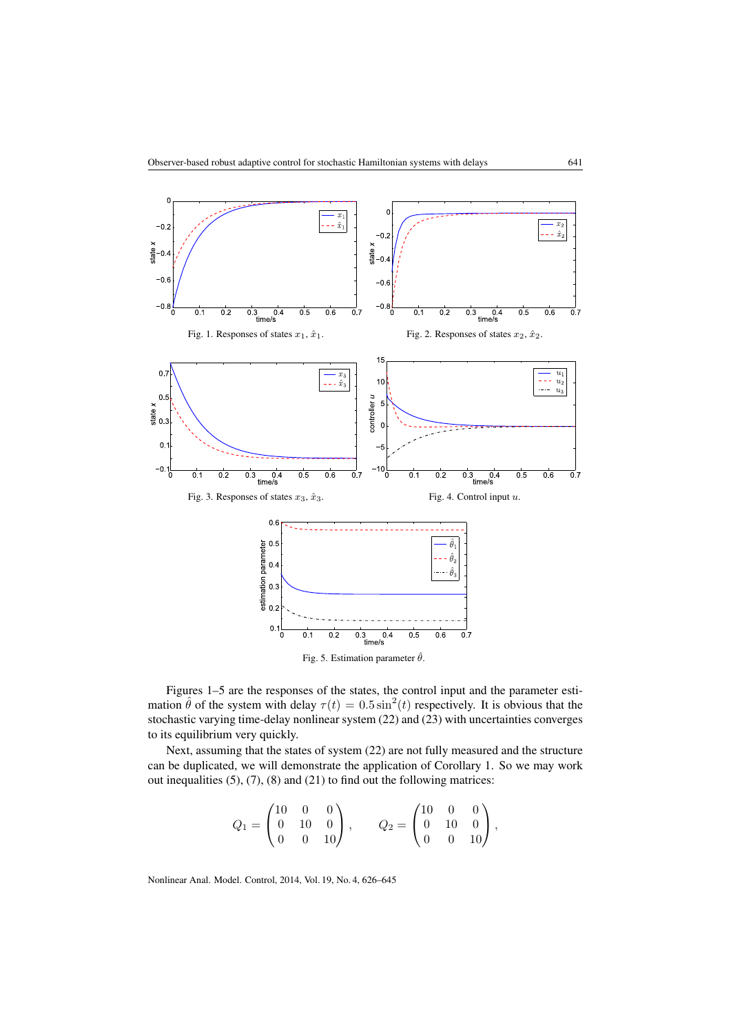Fig. 1. Responses of states $x_1$, $\hat{x}_1$.

Fig. 2. Responses of states $x_2$, $\hat{x}_2$.

Fig. 3. Responses of states $x_3$, $\hat{x}_3$.

Fig. 4. Control input $u$.

Fig. 5. Estimation parameter $\hat{\theta}$.

Figures 1–5 are the responses of the states, the control input and the parameter estimation $\hat{\theta}$ of the system with delay $\tau(t) = 0.5\sin^2(t)$ respectively. It is obvious that the stochastic varying time-delay nonlinear system (22) and (23) with uncertainties converges to its equilibrium very quickly.

Next, assuming that the states of system (22) are not fully measured and the structure can be duplicated, we will demonstrate the application of Corollary 1. So we may work out inequalities (5), (7), (8) and (21) to find out the following matrices:

$$Q_1 = \begin{pmatrix} 10 & 0 & 0 \\ 0 & 10 & 0 \\ 0 & 0 & 10 \end{pmatrix}, \qquad Q_2 = \begin{pmatrix} 10 & 0 & 0 \\ 0 & 10 & 0 \\ 0 & 0 & 10 \end{pmatrix},$$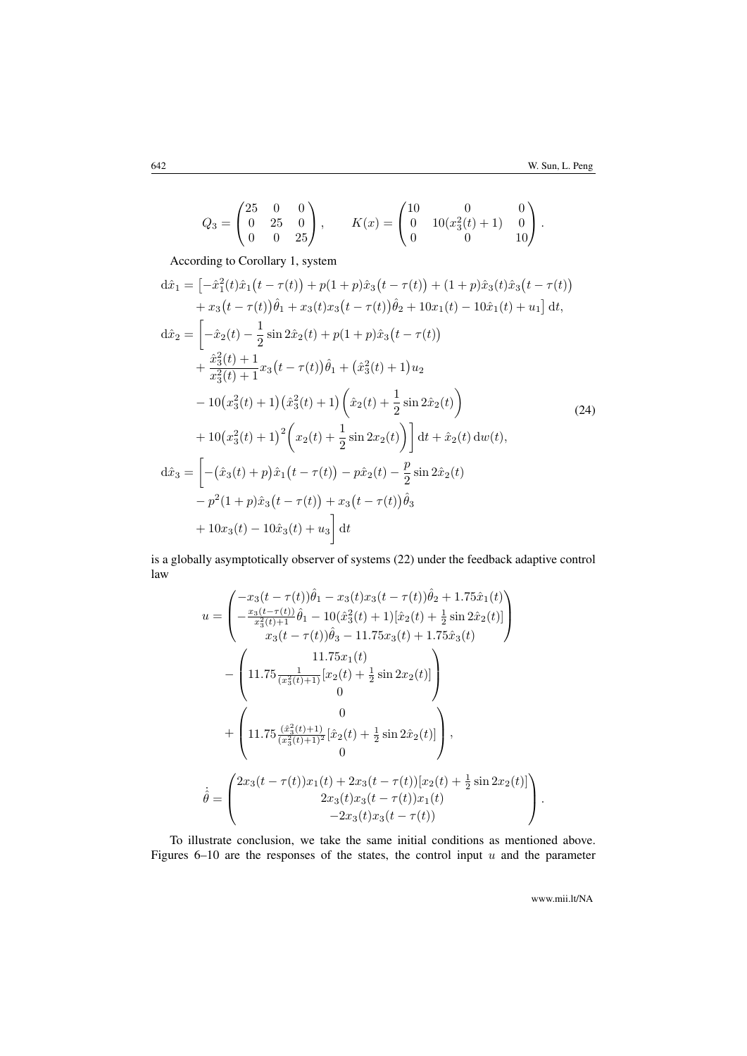$$
Q_3 = \begin{pmatrix} 25 & 0 & 0 \\ 0 & 25 & 0 \\ 0 & 0 & 25 \end{pmatrix}, \qquad K(x) = \begin{pmatrix} 10 & 0 & 0 \\ 0 & 10(x_3^2(t)+1) & 0 \\ 0 & 0 & 10 \end{pmatrix}.
$$

According to Corollary 1, system

$$
\begin{aligned}
\mathrm{d}\hat{x}_1 &= \bigl[-\hat{x}_1^2(t)\hat{x}_1\bigl(t-\tau(t)\bigr) + p(1+p)\hat{x}_3\bigl(t-\tau(t)\bigr) + (1+p)\hat{x}_3(t)\hat{x}_3\bigl(t-\tau(t)\bigr) \\
&\quad + x_3\bigl(t-\tau(t)\bigr)\hat{\theta}_1 + x_3(t)x_3\bigl(t-\tau(t)\bigr)\hat{\theta}_2 + 10x_1(t) - 10\hat{x}_1(t) + u_1\bigr]\,\mathrm{d}t, \\
\mathrm{d}\hat{x}_2 &= \biggl[-\hat{x}_2(t) - \frac{1}{2}\sin 2\hat{x}_2(t) + p(1+p)\hat{x}_3\bigl(t-\tau(t)\bigr) \\
&\quad + \frac{\hat{x}_3^2(t)+1}{x_3^2(t)+1}x_3\bigl(t-\tau(t)\bigr)\hat{\theta}_1 + \bigl(\hat{x}_3^2(t)+1\bigr)u_2 \\
&\quad - 10\bigl(x_3^2(t)+1\bigr)\bigl(\hat{x}_3^2(t)+1\bigr)\left(\hat{x}_2(t) + \frac{1}{2}\sin 2\hat{x}_2(t)\right) \\
&\quad + 10\bigl(x_3^2(t)+1\bigr)^2\left(x_2(t) + \frac{1}{2}\sin 2x_2(t)\right)\biggr]\,\mathrm{d}t + \hat{x}_2(t)\,\mathrm{d}w(t), \\
\mathrm{d}\hat{x}_3 &= \biggl[-\bigl(\hat{x}_3(t)+p\bigr)\hat{x}_1\bigl(t-\tau(t)\bigr) - p\hat{x}_2(t) - \frac{p}{2}\sin 2\hat{x}_2(t) \\
&\quad - p^2(1+p)\hat{x}_3\bigl(t-\tau(t)\bigr) + x_3\bigl(t-\tau(t)\bigr)\hat{\theta}_3 \\
&\quad + 10x_3(t) - 10\hat{x}_3(t) + u_3\biggr]\,\mathrm{d}t
\end{aligned}
\tag{24}
$$

is a globally asymptotically observer of systems (22) under the feedback adaptive control law

$$
\begin{aligned}
u &= \begin{pmatrix} -x_3(t-\tau(t))\hat{\theta}_1 - x_3(t)x_3(t-\tau(t))\hat{\theta}_2 + 1.75\hat{x}_1(t) \\ -\frac{x_3(t-\tau(t))}{x_3^2(t)+1}\hat{\theta}_1 - 10(\hat{x}_3^2(t)+1)[\hat{x}_2(t) + \frac{1}{2}\sin 2\hat{x}_2(t)] \\ x_3(t-\tau(t))\hat{\theta}_3 - 11.75x_3(t) + 1.75\hat{x}_3(t) \end{pmatrix} \\
&\quad - \begin{pmatrix} 11.75x_1(t) \\ 11.75\frac{1}{(x_3^2(t)+1)}[x_2(t) + \frac{1}{2}\sin 2x_2(t)] \\ 0 \end{pmatrix} \\
&\quad + \begin{pmatrix} 0 \\ 11.75\frac{(\hat{x}_3^2(t)+1)}{(x_3^2(t)+1)^2}[\hat{x}_2(t) + \frac{1}{2}\sin 2\hat{x}_2(t)] \\ 0 \end{pmatrix}, \\
\dot{\hat{\theta}} &= \begin{pmatrix} 2x_3(t-\tau(t))x_1(t) + 2x_3(t-\tau(t))[x_2(t) + \frac{1}{2}\sin 2x_2(t)] \\ 2x_3(t)x_3(t-\tau(t))x_1(t) \\ -2x_3(t)x_3(t-\tau(t)) \end{pmatrix}.
\end{aligned}
$$

To illustrate conclusion, we take the same initial conditions as mentioned above. Figures 6–10 are the responses of the states, the control input $u$ and the parameter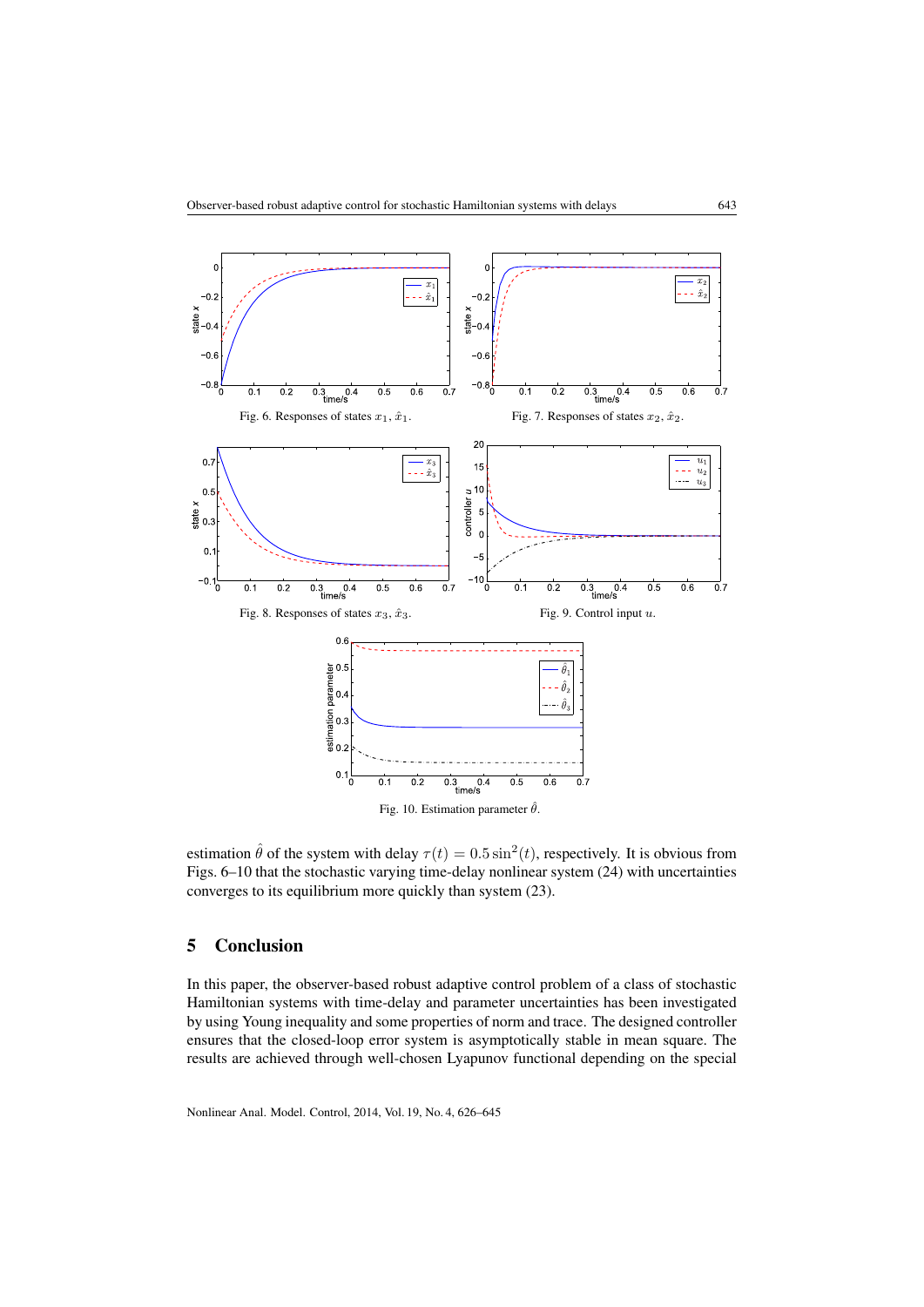Fig. 6. Responses of states $x_1$, $\hat{x}_1$.

Fig. 7. Responses of states $x_2$, $\hat{x}_2$.

Fig. 8. Responses of states $x_3$, $\hat{x}_3$.

Fig. 9. Control input $u$.

Fig. 10. Estimation parameter $\hat{\theta}$.

estimation $\hat{\theta}$ of the system with delay $\tau(t) = 0.5\sin^2(t)$, respectively. It is obvious from Figs. 6–10 that the stochastic varying time-delay nonlinear system (24) with uncertainties converges to its equilibrium more quickly than system (23).

## 5 Conclusion

In this paper, the observer-based robust adaptive control problem of a class of stochastic Hamiltonian systems with time-delay and parameter uncertainties has been investigated by using Young inequality and some properties of norm and trace. The designed controller ensures that the closed-loop error system is asymptotically stable in mean square. The results are achieved through well-chosen Lyapunov functional depending on the special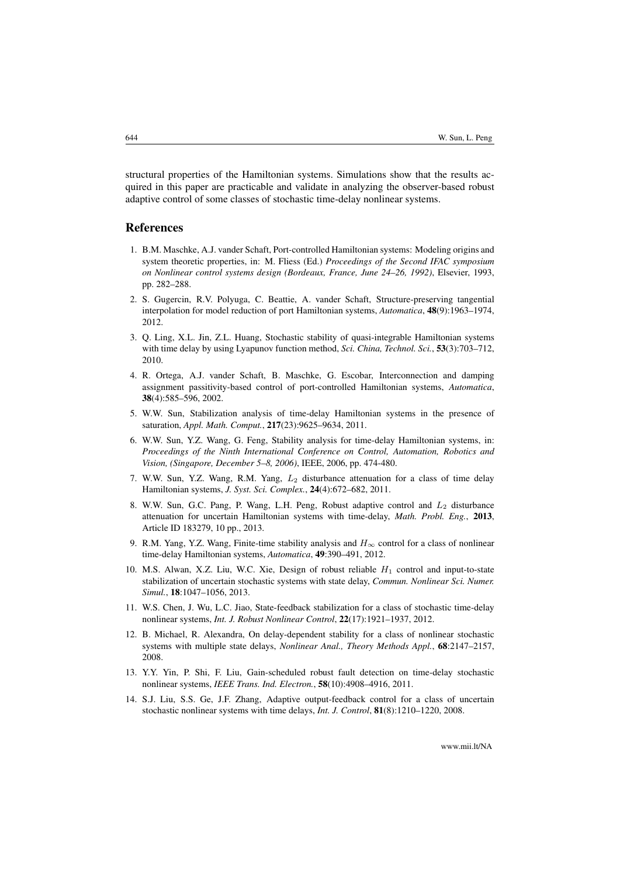structural properties of the Hamiltonian systems. Simulations show that the results acquired in this paper are practicable and validate in analyzing the observer-based robust adaptive control of some classes of stochastic time-delay nonlinear systems.

## References

1. B.M. Maschke, A.J. vander Schaft, Port-controlled Hamiltonian systems: Modeling origins and system theoretic properties, in: M. Fliess (Ed.) *Proceedings of the Second IFAC symposium on Nonlinear control systems design (Bordeaux, France, June 24–26, 1992)*, Elsevier, 1993, pp. 282–288.
2. S. Gugercin, R.V. Polyuga, C. Beattie, A. vander Schaft, Structure-preserving tangential interpolation for model reduction of port Hamiltonian systems, *Automatica*, **48**(9):1963–1974, 2012.
3. Q. Ling, X.L. Jin, Z.L. Huang, Stochastic stability of quasi-integrable Hamiltonian systems with time delay by using Lyapunov function method, *Sci. China, Technol. Sci.*, **53**(3):703–712, 2010.
4. R. Ortega, A.J. vander Schaft, B. Maschke, G. Escobar, Interconnection and damping assignment passitivity-based control of port-controlled Hamiltonian systems, *Automatica*, **38**(4):585–596, 2002.
5. W.W. Sun, Stabilization analysis of time-delay Hamiltonian systems in the presence of saturation, *Appl. Math. Comput.*, **217**(23):9625–9634, 2011.
6. W.W. Sun, Y.Z. Wang, G. Feng, Stability analysis for time-delay Hamiltonian systems, in: *Proceedings of the Ninth International Conference on Control, Automation, Robotics and Vision, (Singapore, December 5–8, 2006)*, IEEE, 2006, pp. 474-480.
7. W.W. Sun, Y.Z. Wang, R.M. Yang, $L_2$ disturbance attenuation for a class of time delay Hamiltonian systems, *J. Syst. Sci. Complex.*, **24**(4):672–682, 2011.
8. W.W. Sun, G.C. Pang, P. Wang, L.H. Peng, Robust adaptive control and $L_2$ disturbance attenuation for uncertain Hamiltonian systems with time-delay, *Math. Probl. Eng.*, **2013**, Article ID 183279, 10 pp., 2013.
9. R.M. Yang, Y.Z. Wang, Finite-time stability analysis and $H_\infty$ control for a class of nonlinear time-delay Hamiltonian systems, *Automatica*, **49**:390–491, 2012.
10. M.S. Alwan, X.Z. Liu, W.C. Xie, Design of robust reliable $H_1$ control and input-to-state stabilization of uncertain stochastic systems with state delay, *Commun. Nonlinear Sci. Numer. Simul.*, **18**:1047–1056, 2013.
11. W.S. Chen, J. Wu, L.C. Jiao, State-feedback stabilization for a class of stochastic time-delay nonlinear systems, *Int. J. Robust Nonlinear Control*, **22**(17):1921–1937, 2012.
12. B. Michael, R. Alexandra, On delay-dependent stability for a class of nonlinear stochastic systems with multiple state delays, *Nonlinear Anal., Theory Methods Appl.*, **68**:2147–2157, 2008.
13. Y.Y. Yin, P. Shi, F. Liu, Gain-scheduled robust fault detection on time-delay stochastic nonlinear systems, *IEEE Trans. Ind. Electron.*, **58**(10):4908–4916, 2011.
14. S.J. Liu, S.S. Ge, J.F. Zhang, Adaptive output-feedback control for a class of uncertain stochastic nonlinear systems with time delays, *Int. J. Control*, **81**(8):1210–1220, 2008.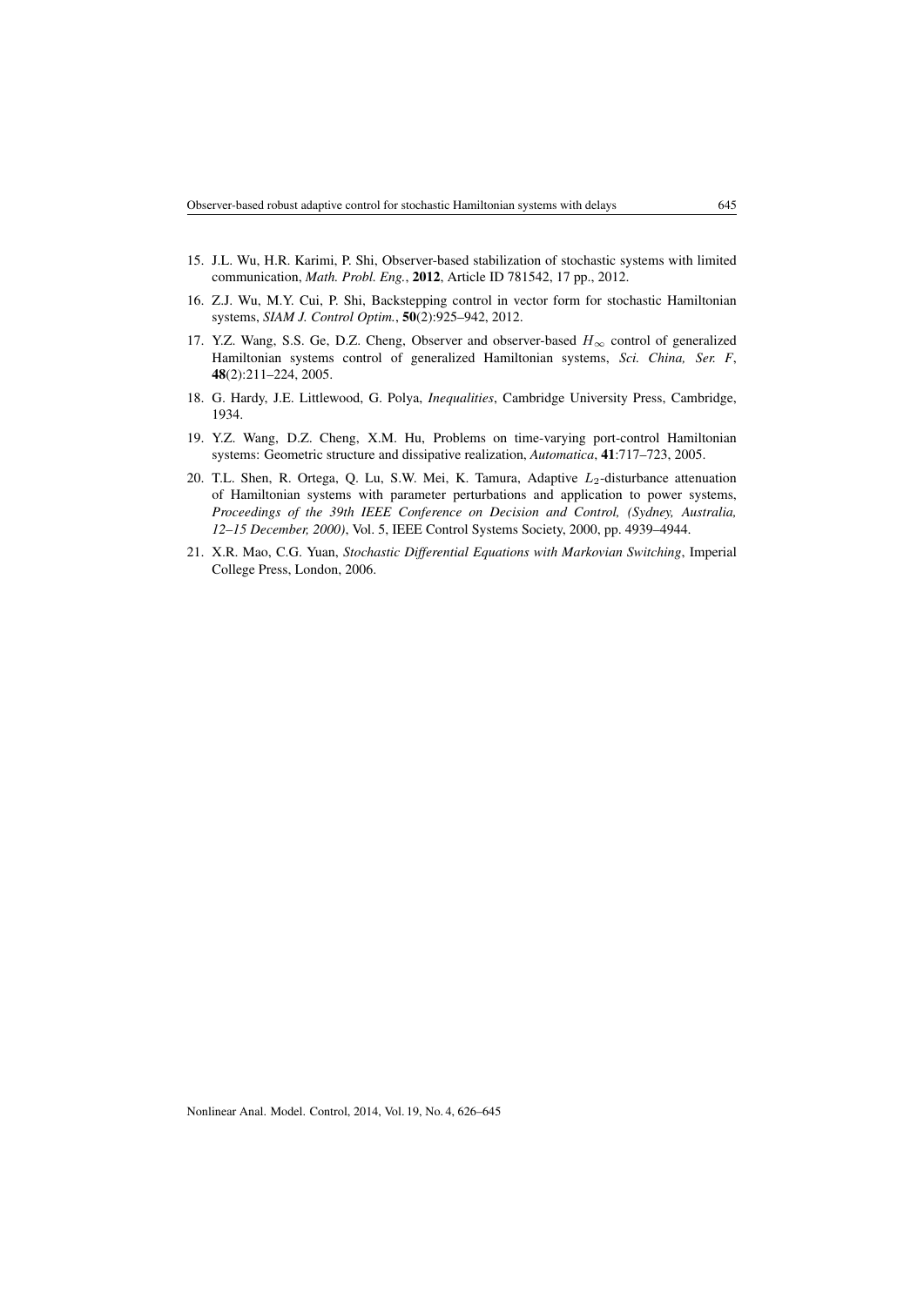15. J.L. Wu, H.R. Karimi, P. Shi, Observer-based stabilization of stochastic systems with limited communication, *Math. Probl. Eng.*, **2012**, Article ID 781542, 17 pp., 2012.

16. Z.J. Wu, M.Y. Cui, P. Shi, Backstepping control in vector form for stochastic Hamiltonian systems, *SIAM J. Control Optim.*, **50**(2):925–942, 2012.

17. Y.Z. Wang, S.S. Ge, D.Z. Cheng, Observer and observer-based $H_\infty$ control of generalized Hamiltonian systems control of generalized Hamiltonian systems, *Sci. China, Ser. F*, **48**(2):211–224, 2005.

18. G. Hardy, J.E. Littlewood, G. Polya, *Inequalities*, Cambridge University Press, Cambridge, 1934.

19. Y.Z. Wang, D.Z. Cheng, X.M. Hu, Problems on time-varying port-control Hamiltonian systems: Geometric structure and dissipative realization, *Automatica*, **41**:717–723, 2005.

20. T.L. Shen, R. Ortega, Q. Lu, S.W. Mei, K. Tamura, Adaptive $L_2$-disturbance attenuation of Hamiltonian systems with parameter perturbations and application to power systems, *Proceedings of the 39th IEEE Conference on Decision and Control, (Sydney, Australia, 12–15 December, 2000)*, Vol. 5, IEEE Control Systems Society, 2000, pp. 4939–4944.

21. X.R. Mao, C.G. Yuan, *Stochastic Differential Equations with Markovian Switching*, Imperial College Press, London, 2006.